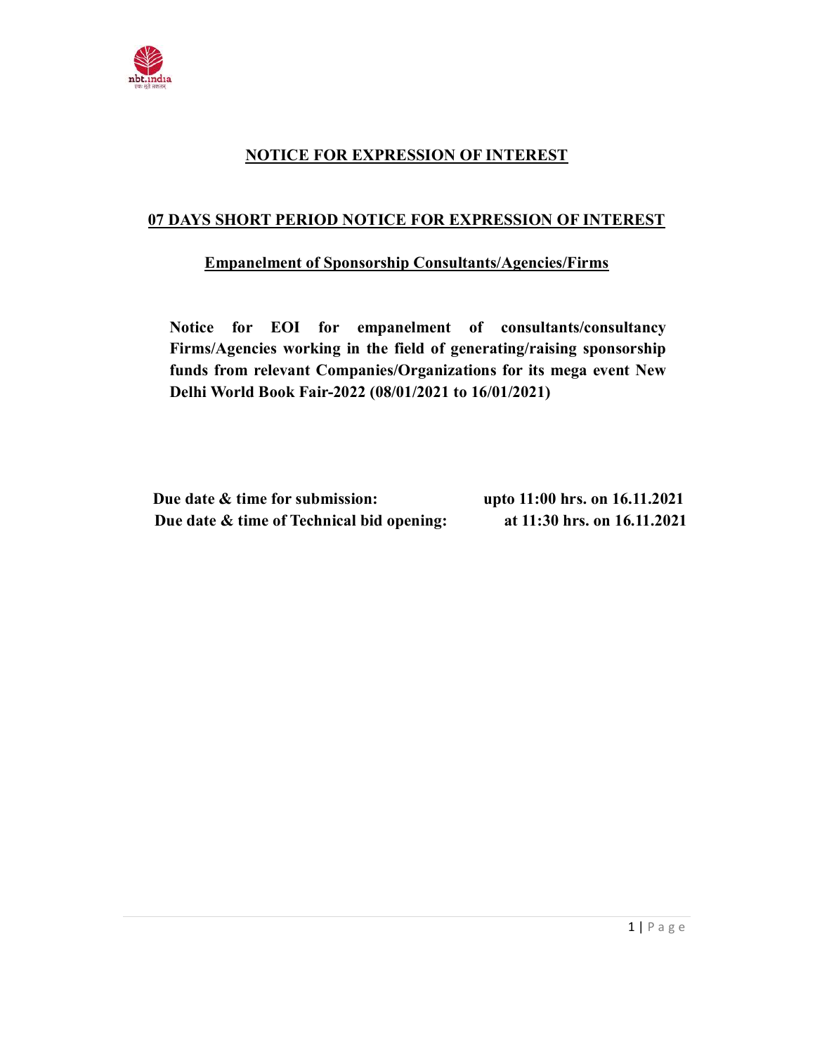# NOTICE FOR EXPRESSION OF INTEREST

## 07 DAYS SHORT PERIOD NOTICE FOR EXPRESSION OF INTEREST

### Empanelment of Sponsorship Consultants/Agencies/Firms

**Notice for EOI for empanelment of consultants/consultancy Firms/Agencies working in the field of generating/raising sponsorship funds from relevant Companies/Organizations for its mega event New Delhi World Book Fair-2022 (08/01/2021 to 16/01/2021)**

| | |
|---|---|
| **Due date & time for submission:** | **upto 11:00 hrs. on 16.11.2021** |
| **Due date & time of Technical bid opening:** | **at 11:30 hrs. on 16.11.2021** |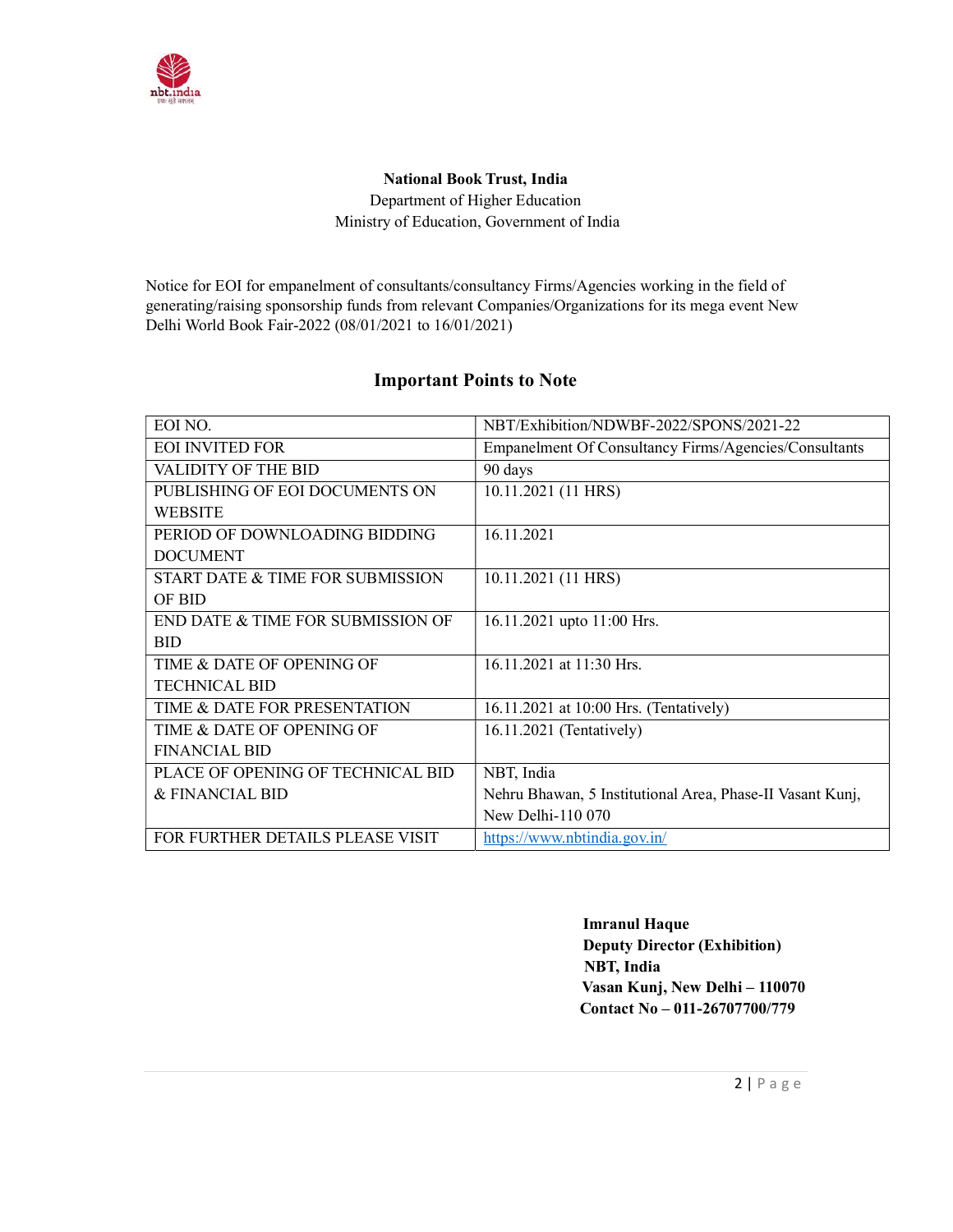**National Book Trust, India**

Department of Higher Education

Ministry of Education, Government of India

Notice for EOI for empanelment of consultants/consultancy Firms/Agencies working in the field of generating/raising sponsorship funds from relevant Companies/Organizations for its mega event New Delhi World Book Fair-2022 (08/01/2021 to 16/01/2021)

## Important Points to Note

| | |
|---|---|
| EOI NO. | NBT/Exhibition/NDWBF-2022/SPONS/2021-22 |
| EOI INVITED FOR | Empanelment Of Consultancy Firms/Agencies/Consultants |
| VALIDITY OF THE BID | 90 days |
| PUBLISHING OF EOI DOCUMENTS ON WEBSITE | 10.11.2021 (11 HRS) |
| PERIOD OF DOWNLOADING BIDDING DOCUMENT | 16.11.2021 |
| START DATE & TIME FOR SUBMISSION OF BID | 10.11.2021 (11 HRS) |
| END DATE & TIME FOR SUBMISSION OF BID | 16.11.2021 upto 11:00 Hrs. |
| TIME & DATE OF OPENING OF TECHNICAL BID | 16.11.2021 at 11:30 Hrs. |
| TIME & DATE FOR PRESENTATION | 16.11.2021 at 10:00 Hrs. (Tentatively) |
| TIME & DATE OF OPENING OF FINANCIAL BID | 16.11.2021 (Tentatively) |
| PLACE OF OPENING OF TECHNICAL BID & FINANCIAL BID | NBT, India<br>Nehru Bhawan, 5 Institutional Area, Phase-II Vasant Kunj, New Delhi-110 070 |
| FOR FURTHER DETAILS PLEASE VISIT | https://www.nbtindia.gov.in/ |

**Imranul Haque**
**Deputy Director (Exhibition)**
**NBT, India**
**Vasan Kunj, New Delhi – 110070**
**Contact No – 011-26707700/779**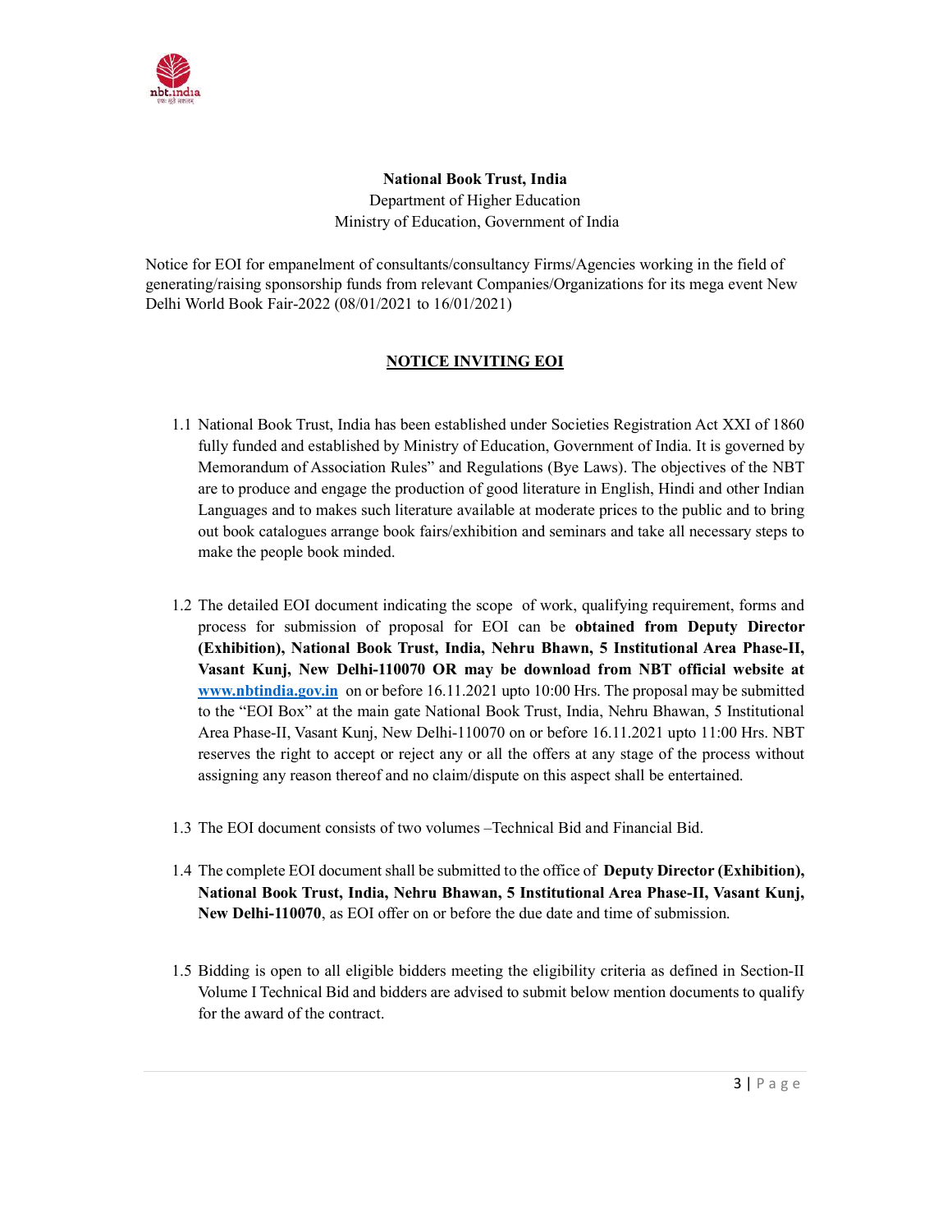**National Book Trust, India**

Department of Higher Education

Ministry of Education, Government of India

Notice for EOI for empanelment of consultants/consultancy Firms/Agencies working in the field of generating/raising sponsorship funds from relevant Companies/Organizations for its mega event New Delhi World Book Fair-2022 (08/01/2021 to 16/01/2021)

## NOTICE INVITING EOI

1.1 National Book Trust, India has been established under Societies Registration Act XXI of 1860 fully funded and established by Ministry of Education, Government of India. It is governed by Memorandum of Association Rules" and Regulations (Bye Laws). The objectives of the NBT are to produce and engage the production of good literature in English, Hindi and other Indian Languages and to makes such literature available at moderate prices to the public and to bring out book catalogues arrange book fairs/exhibition and seminars and take all necessary steps to make the people book minded.

1.2 The detailed EOI document indicating the scope of work, qualifying requirement, forms and process for submission of proposal for EOI can be **obtained from Deputy Director (Exhibition), National Book Trust, India, Nehru Bhawn, 5 Institutional Area Phase-II, Vasant Kunj, New Delhi-110070 OR may be download from NBT official website at [www.nbtindia.gov.in](http://www.nbtindia.gov.in)** on or before 16.11.2021 upto 10:00 Hrs. The proposal may be submitted to the "EOI Box" at the main gate National Book Trust, India, Nehru Bhawan, 5 Institutional Area Phase-II, Vasant Kunj, New Delhi-110070 on or before 16.11.2021 upto 11:00 Hrs. NBT reserves the right to accept or reject any or all the offers at any stage of the process without assigning any reason thereof and no claim/dispute on this aspect shall be entertained.

1.3 The EOI document consists of two volumes –Technical Bid and Financial Bid.

1.4 The complete EOI document shall be submitted to the office of **Deputy Director (Exhibition), National Book Trust, India, Nehru Bhawan, 5 Institutional Area Phase-II, Vasant Kunj, New Delhi-110070**, as EOI offer on or before the due date and time of submission.

1.5 Bidding is open to all eligible bidders meeting the eligibility criteria as defined in Section-II Volume I Technical Bid and bidders are advised to submit below mention documents to qualify for the award of the contract.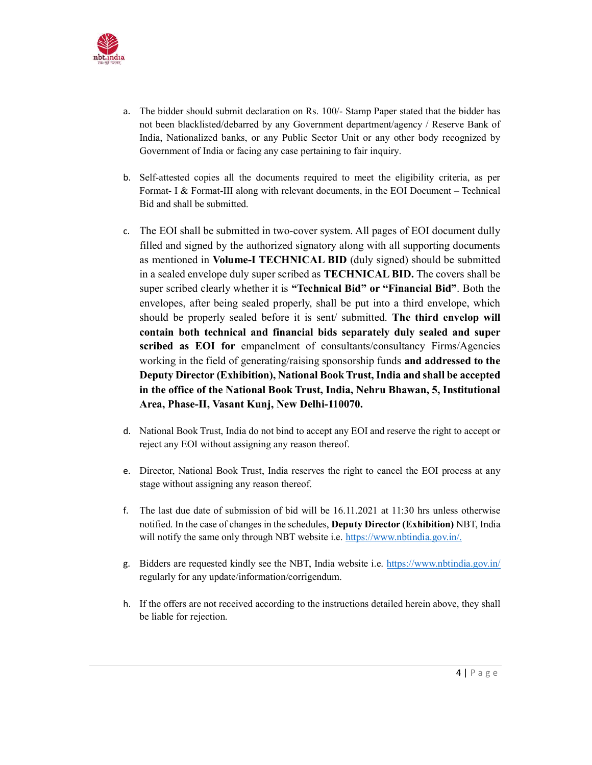a. The bidder should submit declaration on Rs. 100/- Stamp Paper stated that the bidder has not been blacklisted/debarred by any Government department/agency / Reserve Bank of India, Nationalized banks, or any Public Sector Unit or any other body recognized by Government of India or facing any case pertaining to fair inquiry.

b. Self-attested copies all the documents required to meet the eligibility criteria, as per Format- I & Format-III along with relevant documents, in the EOI Document – Technical Bid and shall be submitted.

c. The EOI shall be submitted in two-cover system. All pages of EOI document dully filled and signed by the authorized signatory along with all supporting documents as mentioned in **Volume-I TECHNICAL BID** (duly signed) should be submitted in a sealed envelope duly super scribed as **TECHNICAL BID.** The covers shall be super scribed clearly whether it is **"Technical Bid" or "Financial Bid"**. Both the envelopes, after being sealed properly, shall be put into a third envelope, which should be properly sealed before it is sent/ submitted. **The third envelop will contain both technical and financial bids separately duly sealed and super scribed as EOI for** empanelment of consultants/consultancy Firms/Agencies working in the field of generating/raising sponsorship funds **and addressed to the Deputy Director (Exhibition), National Book Trust, India and shall be accepted in the office of the National Book Trust, India, Nehru Bhawan, 5, Institutional Area, Phase-II, Vasant Kunj, New Delhi-110070.**

d. National Book Trust, India do not bind to accept any EOI and reserve the right to accept or reject any EOI without assigning any reason thereof.

e. Director, National Book Trust, India reserves the right to cancel the EOI process at any stage without assigning any reason thereof.

f. The last due date of submission of bid will be 16.11.2021 at 11:30 hrs unless otherwise notified. In the case of changes in the schedules, **Deputy Director (Exhibition)** NBT, India will notify the same only through NBT website i.e. https://www.nbtindia.gov.in/.

g. Bidders are requested kindly see the NBT, India website i.e. https://www.nbtindia.gov.in/ regularly for any update/information/corrigendum.

h. If the offers are not received according to the instructions detailed herein above, they shall be liable for rejection.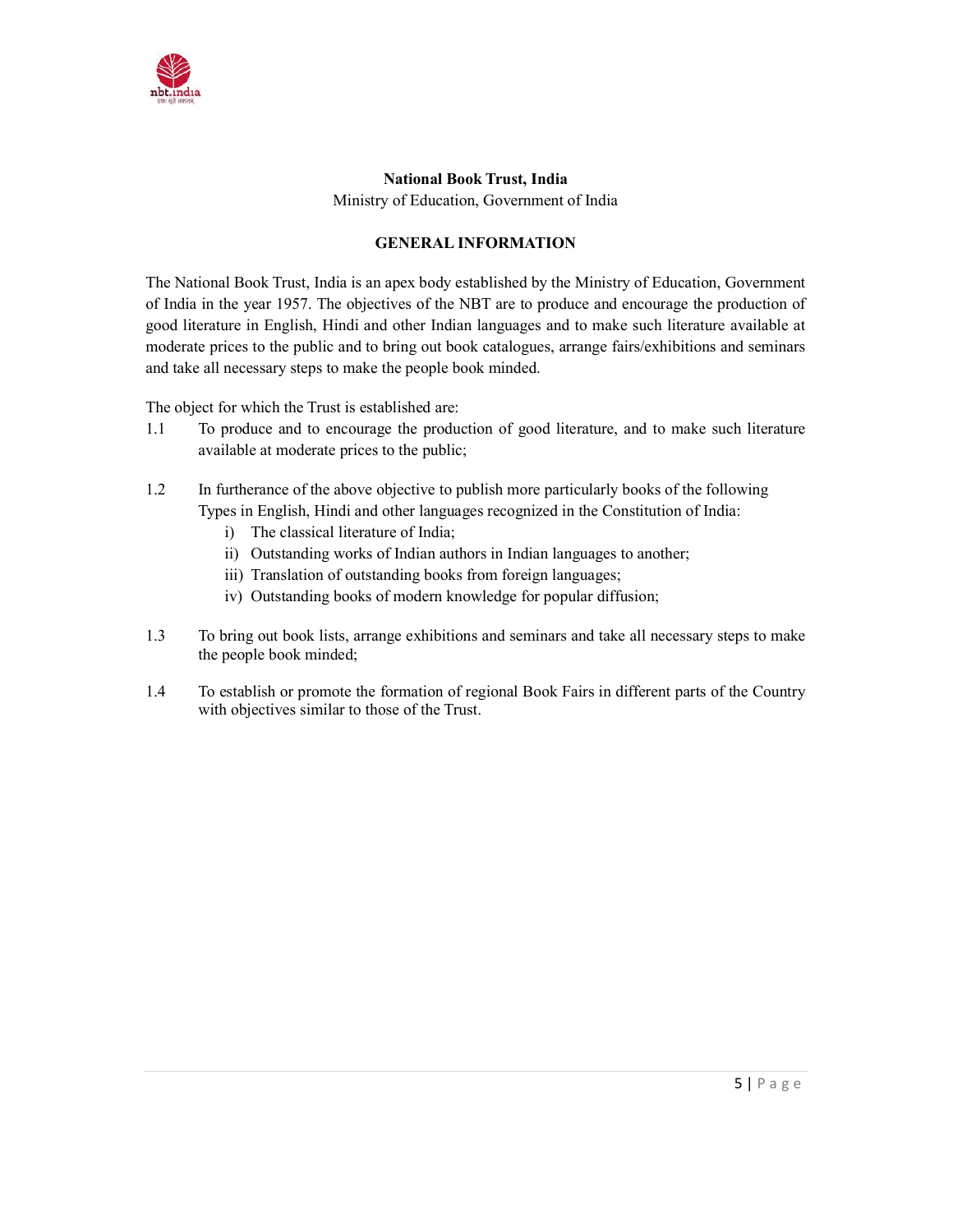**National Book Trust, India**

Ministry of Education, Government of India

## GENERAL INFORMATION

The National Book Trust, India is an apex body established by the Ministry of Education, Government of India in the year 1957. The objectives of the NBT are to produce and encourage the production of good literature in English, Hindi and other Indian languages and to make such literature available at moderate prices to the public and to bring out book catalogues, arrange fairs/exhibitions and seminars and take all necessary steps to make the people book minded.

The object for which the Trust is established are:

1.1 To produce and to encourage the production of good literature, and to make such literature available at moderate prices to the public;

1.2 In furtherance of the above objective to publish more particularly books of the following Types in English, Hindi and other languages recognized in the Constitution of India:
   i) The classical literature of India;
   ii) Outstanding works of Indian authors in Indian languages to another;
   iii) Translation of outstanding books from foreign languages;
   iv) Outstanding books of modern knowledge for popular diffusion;

1.3 To bring out book lists, arrange exhibitions and seminars and take all necessary steps to make the people book minded;

1.4 To establish or promote the formation of regional Book Fairs in different parts of the Country with objectives similar to those of the Trust.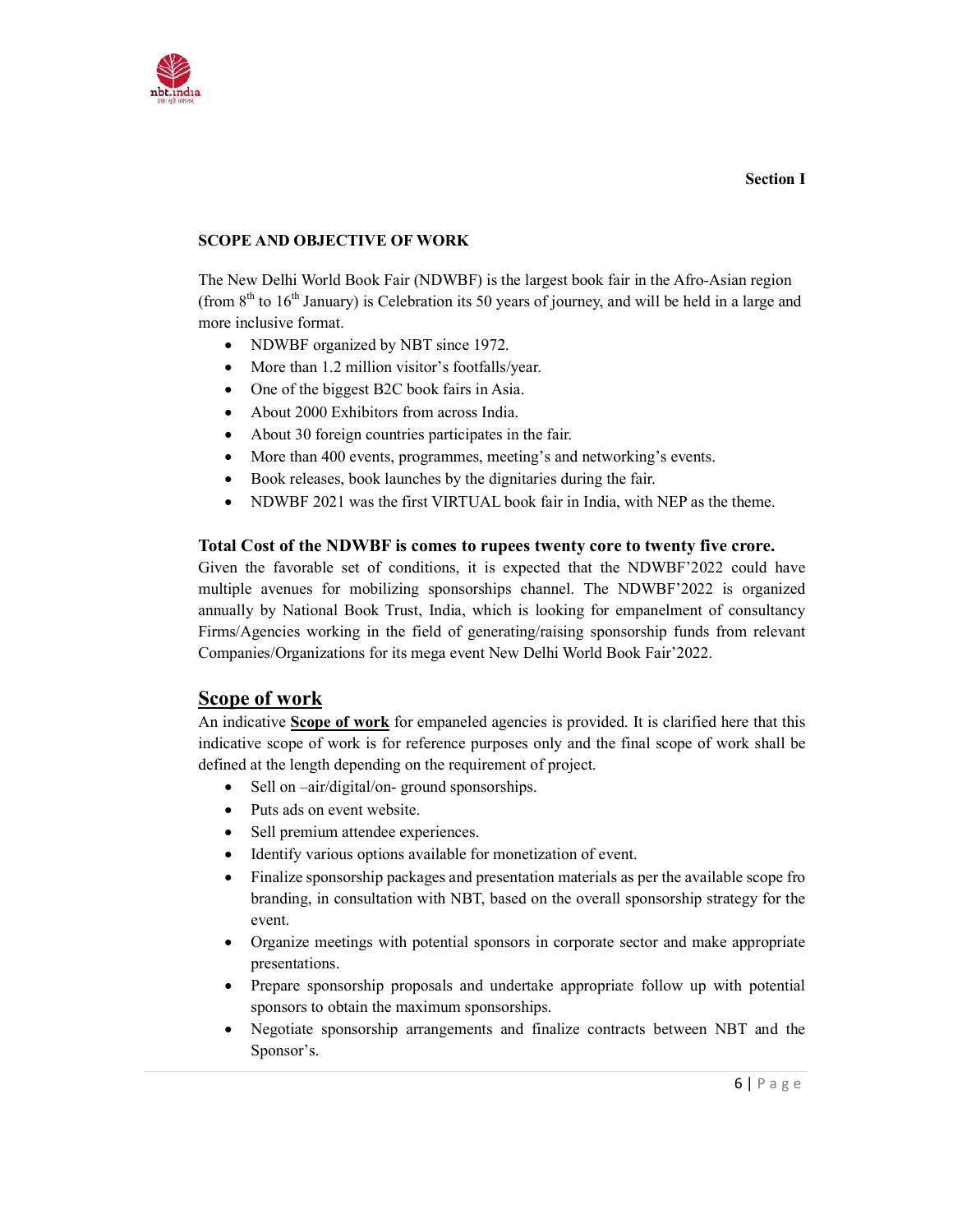**Section I**

**SCOPE AND OBJECTIVE OF WORK**

The New Delhi World Book Fair (NDWBF) is the largest book fair in the Afro-Asian region (from 8th to 16th January) is Celebration its 50 years of journey, and will be held in a large and more inclusive format.

- NDWBF organized by NBT since 1972.
- More than 1.2 million visitor's footfalls/year.
- One of the biggest B2C book fairs in Asia.
- About 2000 Exhibitors from across India.
- About 30 foreign countries participates in the fair.
- More than 400 events, programmes, meeting's and networking's events.
- Book releases, book launches by the dignitaries during the fair.
- NDWBF 2021 was the first VIRTUAL book fair in India, with NEP as the theme.

**Total Cost of the NDWBF is comes to rupees twenty core to twenty five crore.**

Given the favorable set of conditions, it is expected that the NDWBF'2022 could have multiple avenues for mobilizing sponsorships channel. The NDWBF'2022 is organized annually by National Book Trust, India, which is looking for empanelment of consultancy Firms/Agencies working in the field of generating/raising sponsorship funds from relevant Companies/Organizations for its mega event New Delhi World Book Fair'2022.

## Scope of work

An indicative **Scope of work** for empaneled agencies is provided. It is clarified here that this indicative scope of work is for reference purposes only and the final scope of work shall be defined at the length depending on the requirement of project.

- Sell on –air/digital/on- ground sponsorships.
- Puts ads on event website.
- Sell premium attendee experiences.
- Identify various options available for monetization of event.
- Finalize sponsorship packages and presentation materials as per the available scope fro branding, in consultation with NBT, based on the overall sponsorship strategy for the event.
- Organize meetings with potential sponsors in corporate sector and make appropriate presentations.
- Prepare sponsorship proposals and undertake appropriate follow up with potential sponsors to obtain the maximum sponsorships.
- Negotiate sponsorship arrangements and finalize contracts between NBT and the Sponsor's.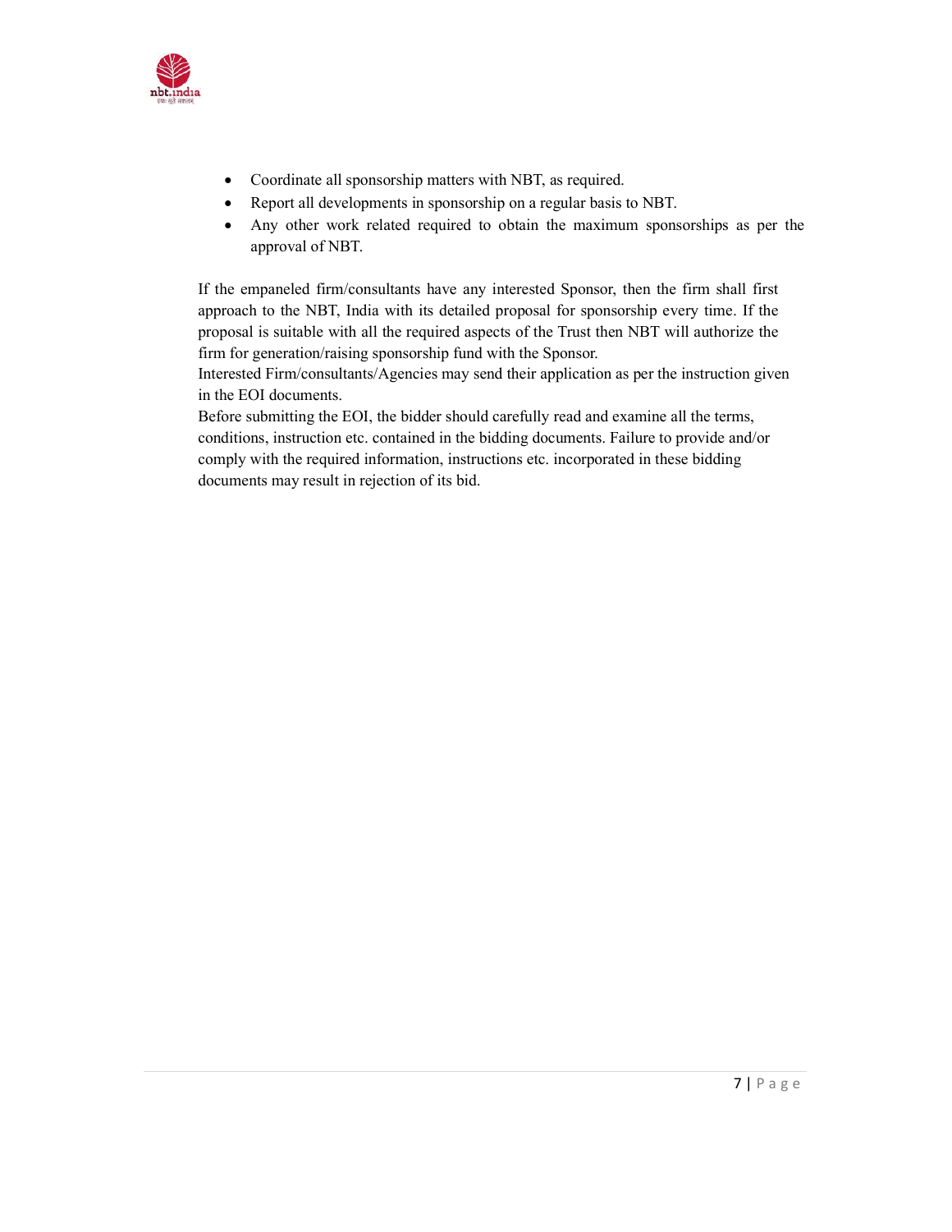- Coordinate all sponsorship matters with NBT, as required.
- Report all developments in sponsorship on a regular basis to NBT.
- Any other work related required to obtain the maximum sponsorships as per the approval of NBT.

If the empaneled firm/consultants have any interested Sponsor, then the firm shall first approach to the NBT, India with its detailed proposal for sponsorship every time. If the proposal is suitable with all the required aspects of the Trust then NBT will authorize the firm for generation/raising sponsorship fund with the Sponsor.
Interested Firm/consultants/Agencies may send their application as per the instruction given in the EOI documents.
Before submitting the EOI, the bidder should carefully read and examine all the terms, conditions, instruction etc. contained in the bidding documents. Failure to provide and/or comply with the required information, instructions etc. incorporated in these bidding documents may result in rejection of its bid.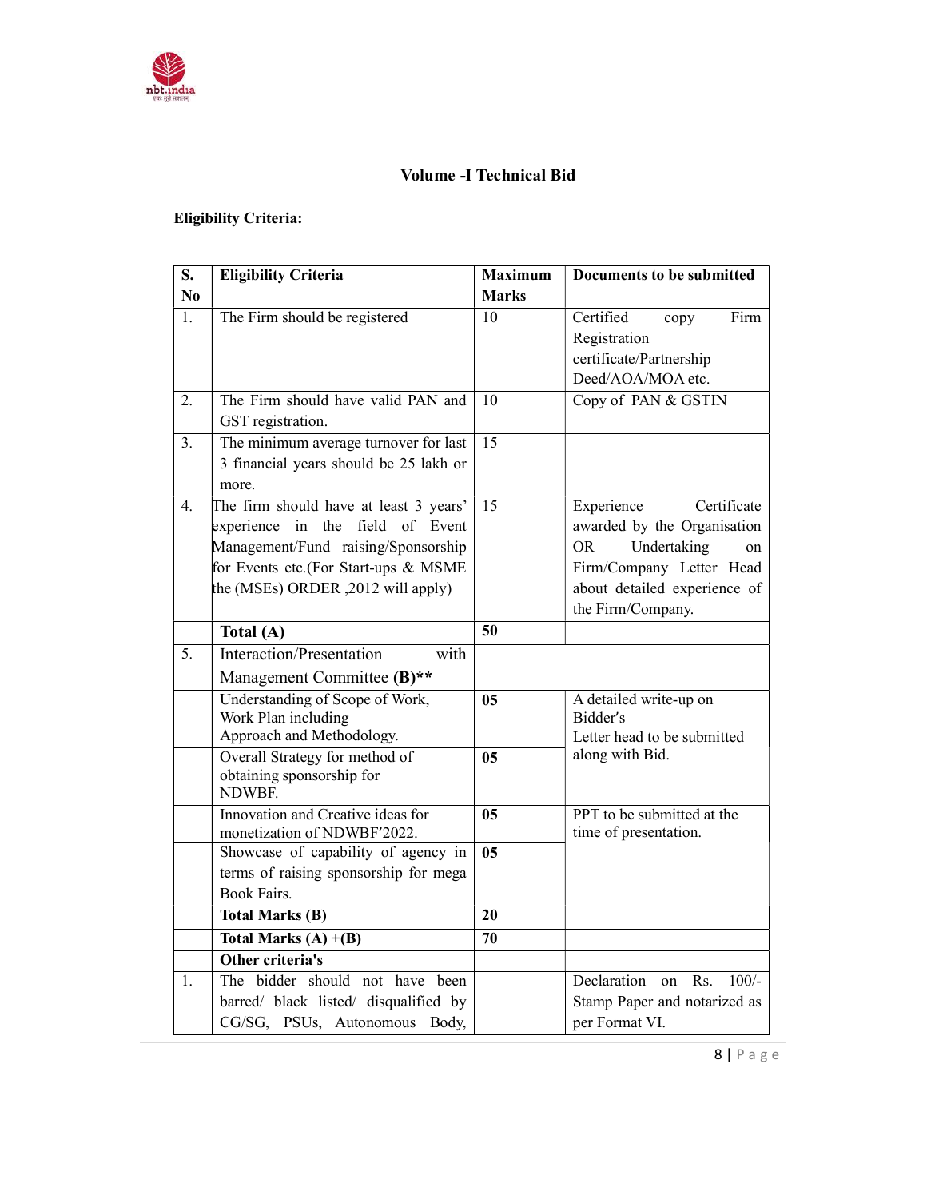## Volume -I Technical Bid

**Eligibility Criteria:**

| S. No | Eligibility Criteria | Maximum Marks | Documents to be submitted |
|---|---|---|---|
| 1. | The Firm should be registered | 10 | Certified copy Firm Registration certificate/Partnership Deed/AOA/MOA etc. |
| 2. | The Firm should have valid PAN and GST registration. | 10 | Copy of PAN & GSTIN |
| 3. | The minimum average turnover for last 3 financial years should be 25 lakh or more. | 15 | |
| 4. | The firm should have at least 3 years' experience in the field of Event Management/Fund raising/Sponsorship for Events etc.(For Start-ups & MSME the (MSEs) ORDER ,2012 will apply) | 15 | Experience Certificate awarded by the Organisation OR Undertaking on Firm/Company Letter Head about detailed experience of the Firm/Company. |
| | **Total (A)** | **50** | |
| 5. | Interaction/Presentation with Management Committee **(B)\*\*** | | |
| | Understanding of Scope of Work, Work Plan including Approach and Methodology. | **05** | A detailed write-up on Bidder's Letter head to be submitted along with Bid. |
| | Overall Strategy for method of obtaining sponsorship for NDWBF. | **05** | |
| | Innovation and Creative ideas for monetization of NDWBF'2022. | **05** | PPT to be submitted at the time of presentation. |
| | Showcase of capability of agency in terms of raising sponsorship for mega Book Fairs. | **05** | |
| | **Total Marks (B)** | **20** | |
| | **Total Marks (A) +(B)** | **70** | |
| | **Other criteria's** | | |
| 1. | The bidder should not have been barred/ black listed/ disqualified by CG/SG, PSUs, Autonomous Body, | | Declaration on Rs. 100/- Stamp Paper and notarized as per Format VI. |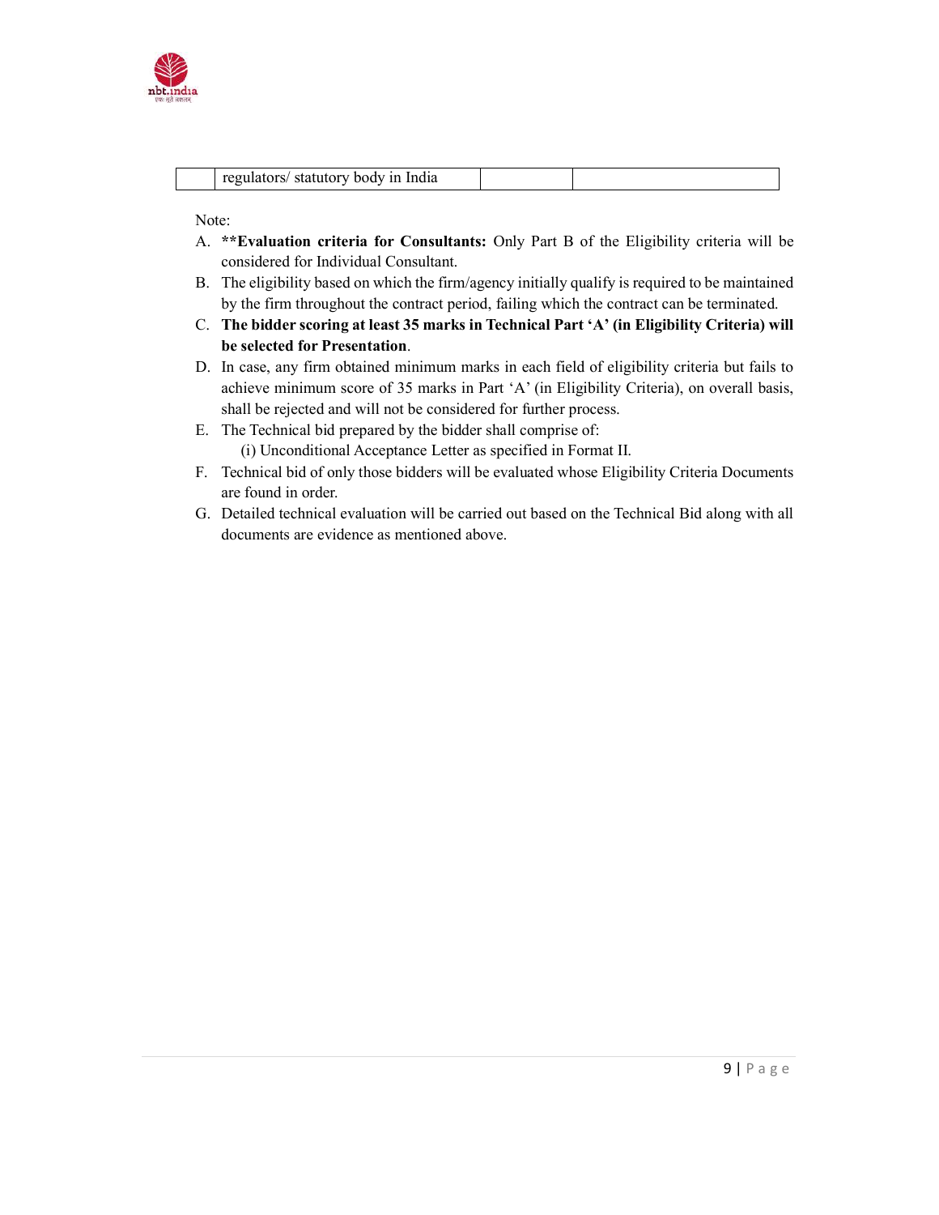|  | regulators/ statutory body in India |  |  |
|---|---|---|---|

Note:

A. ****Evaluation criteria for Consultants:** Only Part B of the Eligibility criteria will be considered for Individual Consultant.
B. The eligibility based on which the firm/agency initially qualify is required to be maintained by the firm throughout the contract period, failing which the contract can be terminated.
C. **The bidder scoring at least 35 marks in Technical Part 'A' (in Eligibility Criteria) will be selected for Presentation**.
D. In case, any firm obtained minimum marks in each field of eligibility criteria but fails to achieve minimum score of 35 marks in Part 'A' (in Eligibility Criteria), on overall basis, shall be rejected and will not be considered for further process.
E. The Technical bid prepared by the bidder shall comprise of:
   (i) Unconditional Acceptance Letter as specified in Format II.
F. Technical bid of only those bidders will be evaluated whose Eligibility Criteria Documents are found in order.
G. Detailed technical evaluation will be carried out based on the Technical Bid along with all documents are evidence as mentioned above.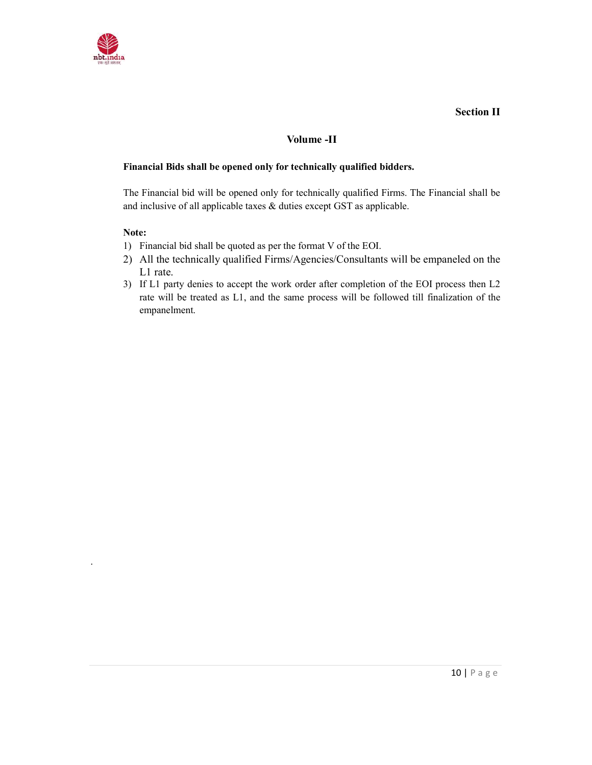**Section II**

## Volume -II

**Financial Bids shall be opened only for technically qualified bidders.**

The Financial bid will be opened only for technically qualified Firms. The Financial shall be and inclusive of all applicable taxes & duties except GST as applicable.

**Note:**

1) Financial bid shall be quoted as per the format V of the EOI.
2) All the technically qualified Firms/Agencies/Consultants will be empaneled on the L1 rate.
3) If L1 party denies to accept the work order after completion of the EOI process then L2 rate will be treated as L1, and the same process will be followed till finalization of the empanelment.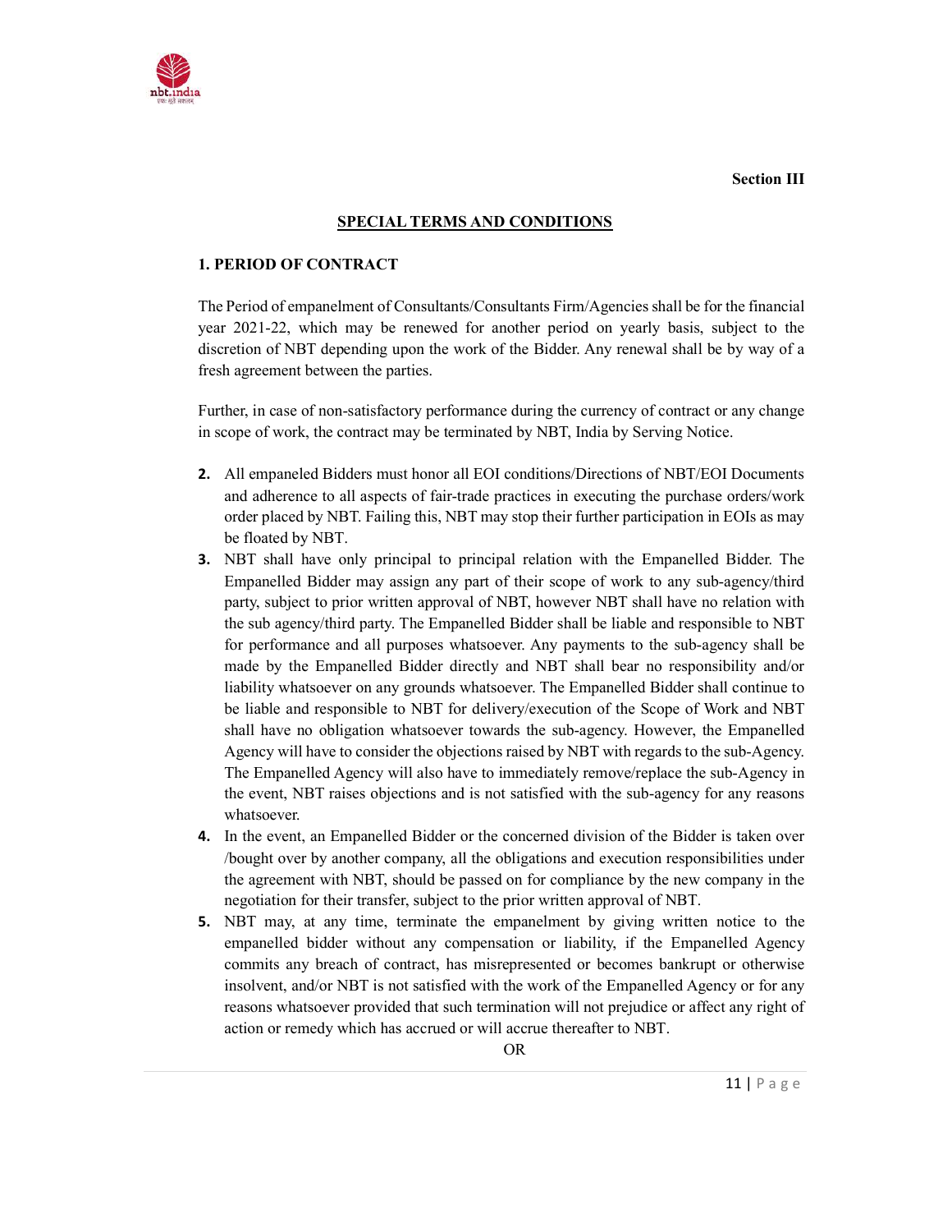Section III

## SPECIAL TERMS AND CONDITIONS

### 1. PERIOD OF CONTRACT

The Period of empanelment of Consultants/Consultants Firm/Agencies shall be for the financial year 2021-22, which may be renewed for another period on yearly basis, subject to the discretion of NBT depending upon the work of the Bidder. Any renewal shall be by way of a fresh agreement between the parties.

Further, in case of non-satisfactory performance during the currency of contract or any change in scope of work, the contract may be terminated by NBT, India by Serving Notice.

2. All empaneled Bidders must honor all EOI conditions/Directions of NBT/EOI Documents and adherence to all aspects of fair-trade practices in executing the purchase orders/work order placed by NBT. Failing this, NBT may stop their further participation in EOIs as may be floated by NBT.
3. NBT shall have only principal to principal relation with the Empanelled Bidder. The Empanelled Bidder may assign any part of their scope of work to any sub-agency/third party, subject to prior written approval of NBT, however NBT shall have no relation with the sub agency/third party. The Empanelled Bidder shall be liable and responsible to NBT for performance and all purposes whatsoever. Any payments to the sub-agency shall be made by the Empanelled Bidder directly and NBT shall bear no responsibility and/or liability whatsoever on any grounds whatsoever. The Empanelled Bidder shall continue to be liable and responsible to NBT for delivery/execution of the Scope of Work and NBT shall have no obligation whatsoever towards the sub-agency. However, the Empanelled Agency will have to consider the objections raised by NBT with regards to the sub-Agency. The Empanelled Agency will also have to immediately remove/replace the sub-Agency in the event, NBT raises objections and is not satisfied with the sub-agency for any reasons whatsoever.
4. In the event, an Empanelled Bidder or the concerned division of the Bidder is taken over /bought over by another company, all the obligations and execution responsibilities under the agreement with NBT, should be passed on for compliance by the new company in the negotiation for their transfer, subject to the prior written approval of NBT.
5. NBT may, at any time, terminate the empanelment by giving written notice to the empanelled bidder without any compensation or liability, if the Empanelled Agency commits any breach of contract, has misrepresented or becomes bankrupt or otherwise insolvent, and/or NBT is not satisfied with the work of the Empanelled Agency or for any reasons whatsoever provided that such termination will not prejudice or affect any right of action or remedy which has accrued or will accrue thereafter to NBT.

OR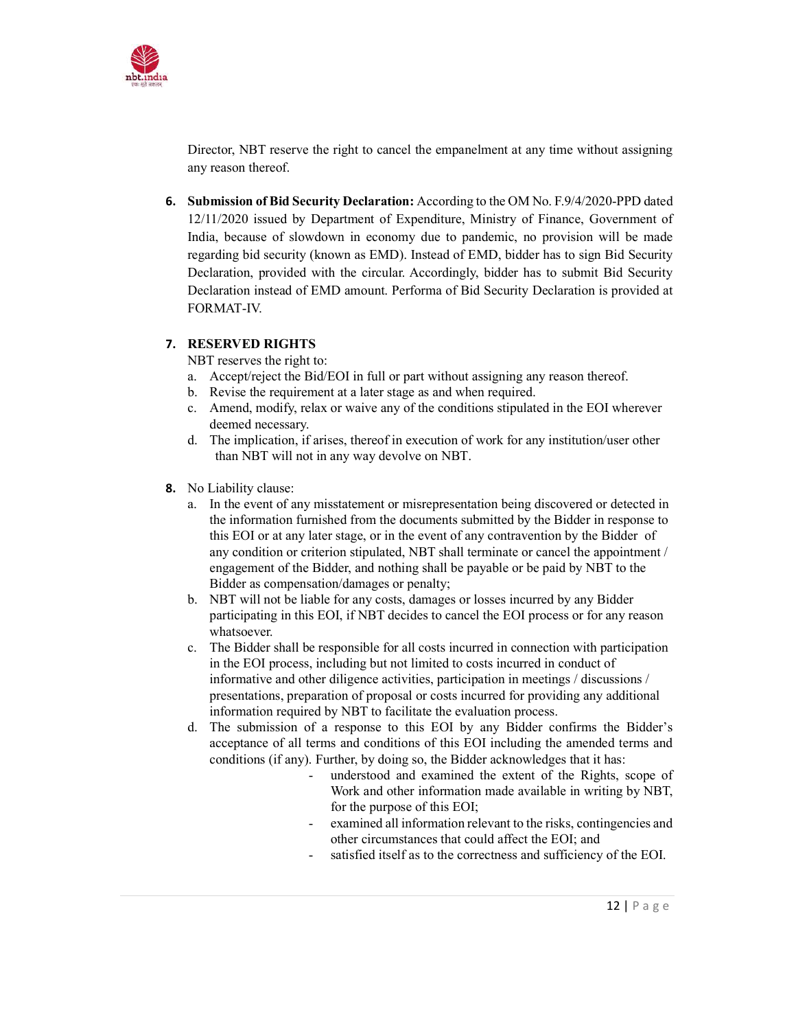Director, NBT reserve the right to cancel the empanelment at any time without assigning any reason thereof.

6. **Submission of Bid Security Declaration:** According to the OM No. F.9/4/2020-PPD dated 12/11/2020 issued by Department of Expenditure, Ministry of Finance, Government of India, because of slowdown in economy due to pandemic, no provision will be made regarding bid security (known as EMD). Instead of EMD, bidder has to sign Bid Security Declaration, provided with the circular. Accordingly, bidder has to submit Bid Security Declaration instead of EMD amount. Performa of Bid Security Declaration is provided at FORMAT-IV.

7. **RESERVED RIGHTS**

   NBT reserves the right to:

   a. Accept/reject the Bid/EOI in full or part without assigning any reason thereof.
   b. Revise the requirement at a later stage as and when required.
   c. Amend, modify, relax or waive any of the conditions stipulated in the EOI wherever deemed necessary.
   d. The implication, if arises, thereof in execution of work for any institution/user other than NBT will not in any way devolve on NBT.

8. No Liability clause:

   a. In the event of any misstatement or misrepresentation being discovered or detected in the information furnished from the documents submitted by the Bidder in response to this EOI or at any later stage, or in the event of any contravention by the Bidder of any condition or criterion stipulated, NBT shall terminate or cancel the appointment / engagement of the Bidder, and nothing shall be payable or be paid by NBT to the Bidder as compensation/damages or penalty;
   b. NBT will not be liable for any costs, damages or losses incurred by any Bidder participating in this EOI, if NBT decides to cancel the EOI process or for any reason whatsoever.
   c. The Bidder shall be responsible for all costs incurred in connection with participation in the EOI process, including but not limited to costs incurred in conduct of informative and other diligence activities, participation in meetings / discussions / presentations, preparation of proposal or costs incurred for providing any additional information required by NBT to facilitate the evaluation process.
   d. The submission of a response to this EOI by any Bidder confirms the Bidder's acceptance of all terms and conditions of this EOI including the amended terms and conditions (if any). Further, by doing so, the Bidder acknowledges that it has:
      - understood and examined the extent of the Rights, scope of Work and other information made available in writing by NBT, for the purpose of this EOI;
      - examined all information relevant to the risks, contingencies and other circumstances that could affect the EOI; and
      - satisfied itself as to the correctness and sufficiency of the EOI.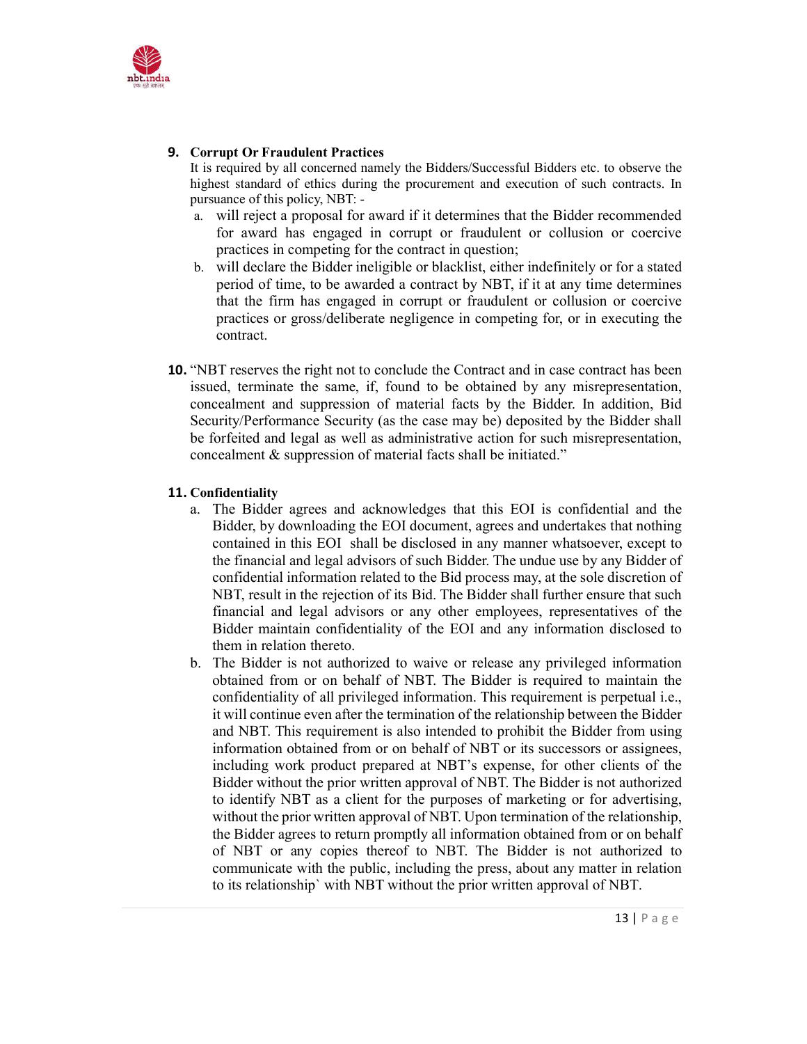9. **Corrupt Or Fraudulent Practices**

   It is required by all concerned namely the Bidders/Successful Bidders etc. to observe the highest standard of ethics during the procurement and execution of such contracts. In pursuance of this policy, NBT: -

   a. will reject a proposal for award if it determines that the Bidder recommended for award has engaged in corrupt or fraudulent or collusion or coercive practices in competing for the contract in question;
   b. will declare the Bidder ineligible or blacklist, either indefinitely or for a stated period of time, to be awarded a contract by NBT, if it at any time determines that the firm has engaged in corrupt or fraudulent or collusion or coercive practices or gross/deliberate negligence in competing for, or in executing the contract.

10. "NBT reserves the right not to conclude the Contract and in case contract has been issued, terminate the same, if, found to be obtained by any misrepresentation, concealment and suppression of material facts by the Bidder. In addition, Bid Security/Performance Security (as the case may be) deposited by the Bidder shall be forfeited and legal as well as administrative action for such misrepresentation, concealment & suppression of material facts shall be initiated."

11. **Confidentiality**

    a. The Bidder agrees and acknowledges that this EOI is confidential and the Bidder, by downloading the EOI document, agrees and undertakes that nothing contained in this EOI shall be disclosed in any manner whatsoever, except to the financial and legal advisors of such Bidder. The undue use by any Bidder of confidential information related to the Bid process may, at the sole discretion of NBT, result in the rejection of its Bid. The Bidder shall further ensure that such financial and legal advisors or any other employees, representatives of the Bidder maintain confidentiality of the EOI and any information disclosed to them in relation thereto.
    b. The Bidder is not authorized to waive or release any privileged information obtained from or on behalf of NBT. The Bidder is required to maintain the confidentiality of all privileged information. This requirement is perpetual i.e., it will continue even after the termination of the relationship between the Bidder and NBT. This requirement is also intended to prohibit the Bidder from using information obtained from or on behalf of NBT or its successors or assignees, including work product prepared at NBT's expense, for other clients of the Bidder without the prior written approval of NBT. The Bidder is not authorized to identify NBT as a client for the purposes of marketing or for advertising, without the prior written approval of NBT. Upon termination of the relationship, the Bidder agrees to return promptly all information obtained from or on behalf of NBT or any copies thereof to NBT. The Bidder is not authorized to communicate with the public, including the press, about any matter in relation to its relationship` with NBT without the prior written approval of NBT.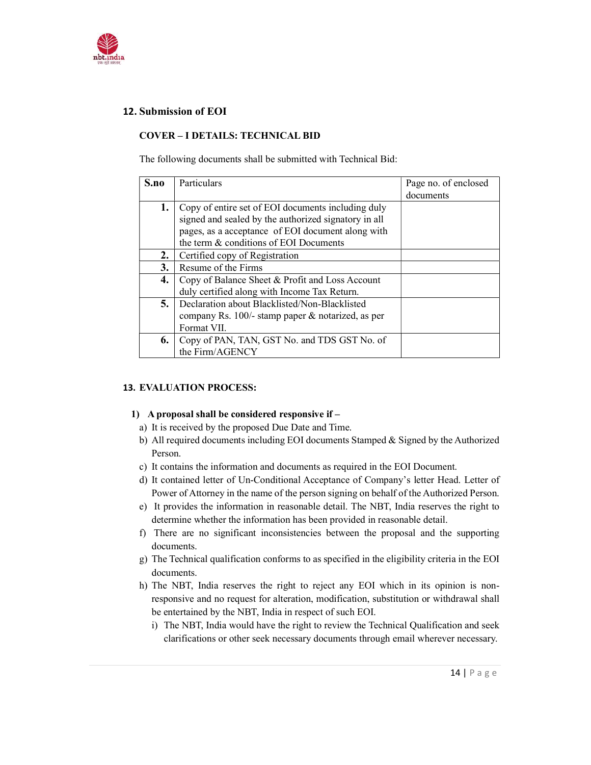## 12. Submission of EOI

### COVER – I DETAILS: TECHNICAL BID

The following documents shall be submitted with Technical Bid:

| S.no | Particulars | Page no. of enclosed documents |
|---|---|---|
| 1. | Copy of entire set of EOI documents including duly signed and sealed by the authorized signatory in all pages, as a acceptance of EOI document along with the term & conditions of EOI Documents | |
| 2. | Certified copy of Registration | |
| 3. | Resume of the Firms | |
| 4. | Copy of Balance Sheet & Profit and Loss Account duly certified along with Income Tax Return. | |
| 5. | Declaration about Blacklisted/Non-Blacklisted company Rs. 100/- stamp paper & notarized, as per Format VII. | |
| 6. | Copy of PAN, TAN, GST No. and TDS GST No. of the Firm/AGENCY | |

## 13. EVALUATION PROCESS:

**1) A proposal shall be considered responsive if –**

a) It is received by the proposed Due Date and Time.
b) All required documents including EOI documents Stamped & Signed by the Authorized Person.
c) It contains the information and documents as required in the EOI Document.
d) It contained letter of Un-Conditional Acceptance of Company's letter Head. Letter of Power of Attorney in the name of the person signing on behalf of the Authorized Person.
e) It provides the information in reasonable detail. The NBT, India reserves the right to determine whether the information has been provided in reasonable detail.
f) There are no significant inconsistencies between the proposal and the supporting documents.
g) The Technical qualification conforms to as specified in the eligibility criteria in the EOI documents.
h) The NBT, India reserves the right to reject any EOI which in its opinion is non-responsive and no request for alteration, modification, substitution or withdrawal shall be entertained by the NBT, India in respect of such EOI.
   i) The NBT, India would have the right to review the Technical Qualification and seek clarifications or other seek necessary documents through email wherever necessary.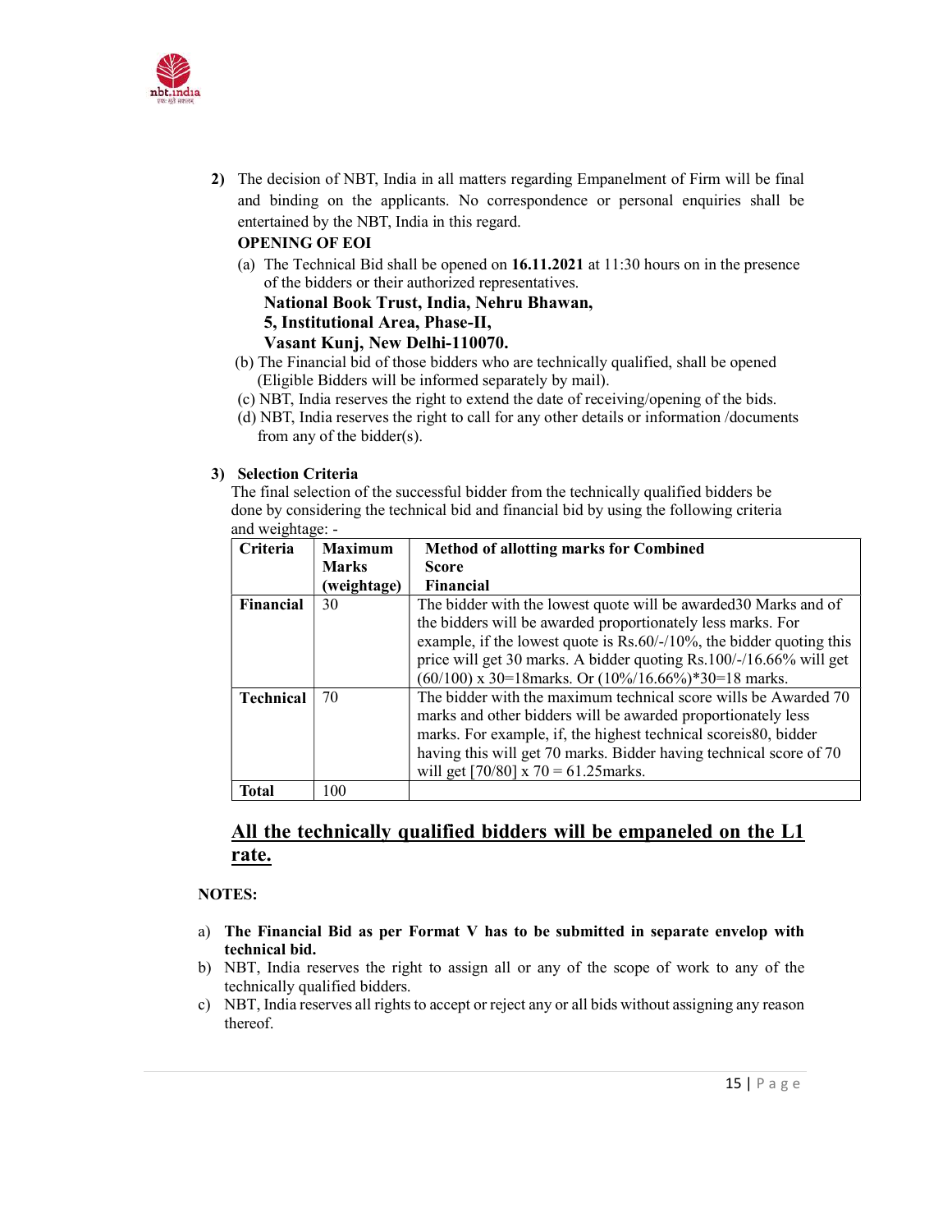2) The decision of NBT, India in all matters regarding Empanelment of Firm will be final and binding on the applicants. No correspondence or personal enquiries shall be entertained by the NBT, India in this regard.

**OPENING OF EOI**

(a) The Technical Bid shall be opened on **16.11.2021** at 11:30 hours on in the presence of the bidders or their authorized representatives.
**National Book Trust, India, Nehru Bhawan,**
**5, Institutional Area, Phase-II,**
**Vasant Kunj, New Delhi-110070.**

(b) The Financial bid of those bidders who are technically qualified, shall be opened (Eligible Bidders will be informed separately by mail).

(c) NBT, India reserves the right to extend the date of receiving/opening of the bids.

(d) NBT, India reserves the right to call for any other details or information /documents from any of the bidder(s).

3) **Selection Criteria**

The final selection of the successful bidder from the technically qualified bidders be done by considering the technical bid and financial bid by using the following criteria and weightage: -

| Criteria | Maximum Marks (weightage) | Method of allotting marks for Combined Score Financial |
|---|---|---|
| **Financial** | 30 | The bidder with the lowest quote will be awarded30 Marks and of the bidders will be awarded proportionately less marks. For example, if the lowest quote is Rs.60/-/10%, the bidder quoting this price will get 30 marks. A bidder quoting Rs.100/-/16.66% will get (60/100) x 30=18marks. Or (10%/16.66%)*30=18 marks. |
| **Technical** | 70 | The bidder with the maximum technical score wills be Awarded 70 marks and other bidders will be awarded proportionately less marks. For example, if, the highest technical scoreis80, bidder having this will get 70 marks. Bidder having technical score of 70 will get [70/80] x 70 = 61.25marks. |
| **Total** | 100 | |

## <u>All the technically qualified bidders will be empaneled on the L1 rate.</u>

**NOTES:**

a) **The Financial Bid as per Format V has to be submitted in separate envelop with technical bid.**

b) NBT, India reserves the right to assign all or any of the scope of work to any of the technically qualified bidders.

c) NBT, India reserves all rights to accept or reject any or all bids without assigning any reason thereof.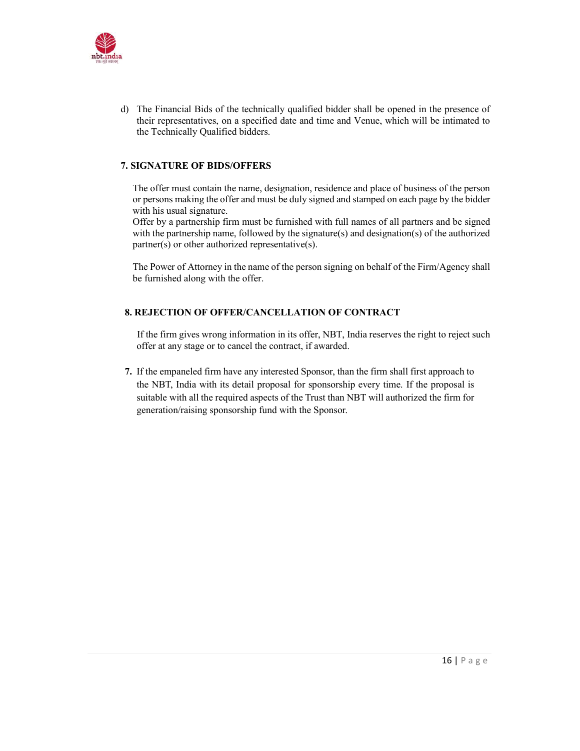d) The Financial Bids of the technically qualified bidder shall be opened in the presence of their representatives, on a specified date and time and Venue, which will be intimated to the Technically Qualified bidders.

**7. SIGNATURE OF BIDS/OFFERS**

The offer must contain the name, designation, residence and place of business of the person or persons making the offer and must be duly signed and stamped on each page by the bidder with his usual signature.
Offer by a partnership firm must be furnished with full names of all partners and be signed with the partnership name, followed by the signature(s) and designation(s) of the authorized partner(s) or other authorized representative(s).

The Power of Attorney in the name of the person signing on behalf of the Firm/Agency shall be furnished along with the offer.

**8. REJECTION OF OFFER/CANCELLATION OF CONTRACT**

If the firm gives wrong information in its offer, NBT, India reserves the right to reject such offer at any stage or to cancel the contract, if awarded.

**7.** If the empaneled firm have any interested Sponsor, than the firm shall first approach to the NBT, India with its detail proposal for sponsorship every time. If the proposal is suitable with all the required aspects of the Trust than NBT will authorized the firm for generation/raising sponsorship fund with the Sponsor.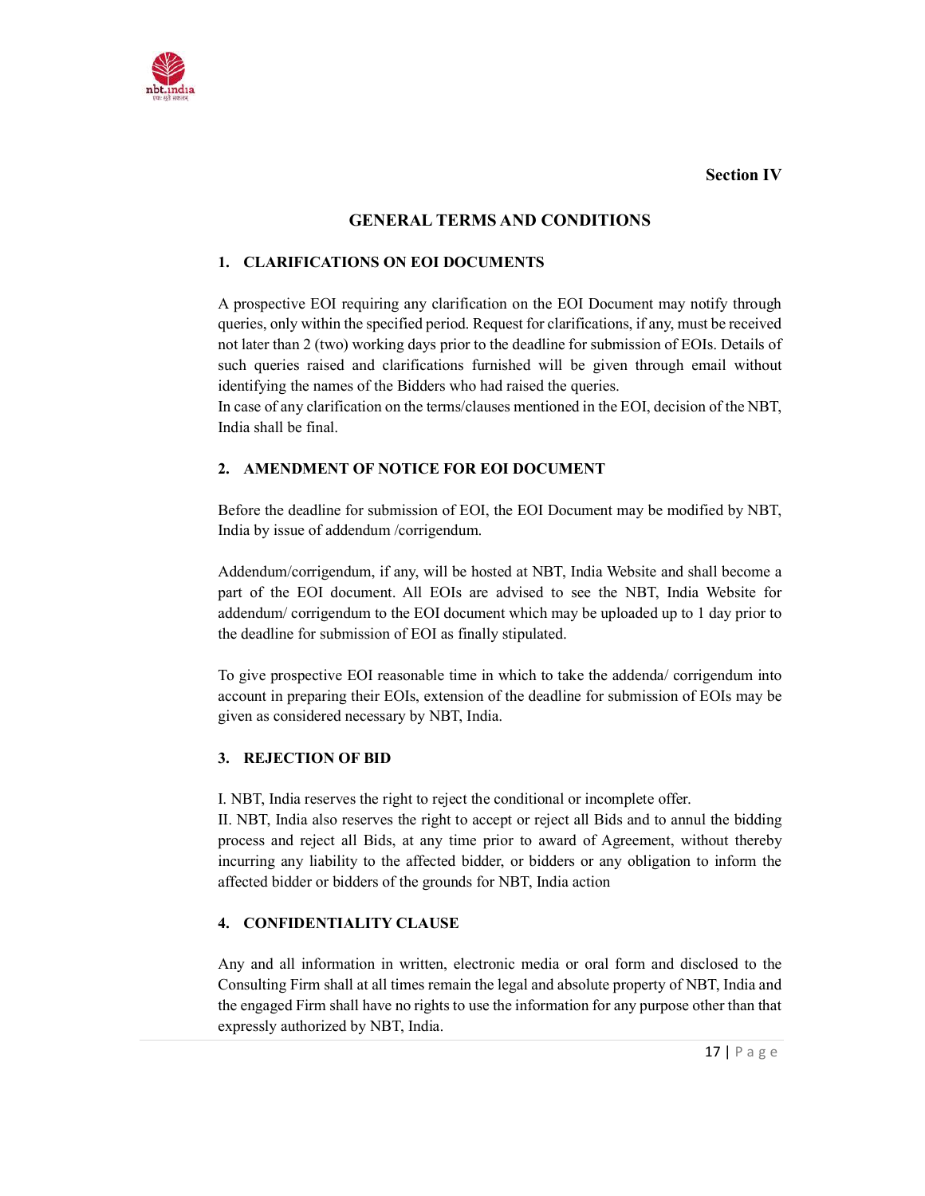Section IV

## GENERAL TERMS AND CONDITIONS

### 1. CLARIFICATIONS ON EOI DOCUMENTS

A prospective EOI requiring any clarification on the EOI Document may notify through queries, only within the specified period. Request for clarifications, if any, must be received not later than 2 (two) working days prior to the deadline for submission of EOIs. Details of such queries raised and clarifications furnished will be given through email without identifying the names of the Bidders who had raised the queries.
In case of any clarification on the terms/clauses mentioned in the EOI, decision of the NBT, India shall be final.

### 2. AMENDMENT OF NOTICE FOR EOI DOCUMENT

Before the deadline for submission of EOI, the EOI Document may be modified by NBT, India by issue of addendum /corrigendum.

Addendum/corrigendum, if any, will be hosted at NBT, India Website and shall become a part of the EOI document. All EOIs are advised to see the NBT, India Website for addendum/ corrigendum to the EOI document which may be uploaded up to 1 day prior to the deadline for submission of EOI as finally stipulated.

To give prospective EOI reasonable time in which to take the addenda/ corrigendum into account in preparing their EOIs, extension of the deadline for submission of EOIs may be given as considered necessary by NBT, India.

### 3. REJECTION OF BID

I. NBT, India reserves the right to reject the conditional or incomplete offer.
II. NBT, India also reserves the right to accept or reject all Bids and to annul the bidding process and reject all Bids, at any time prior to award of Agreement, without thereby incurring any liability to the affected bidder, or bidders or any obligation to inform the affected bidder or bidders of the grounds for NBT, India action

### 4. CONFIDENTIALITY CLAUSE

Any and all information in written, electronic media or oral form and disclosed to the Consulting Firm shall at all times remain the legal and absolute property of NBT, India and the engaged Firm shall have no rights to use the information for any purpose other than that expressly authorized by NBT, India.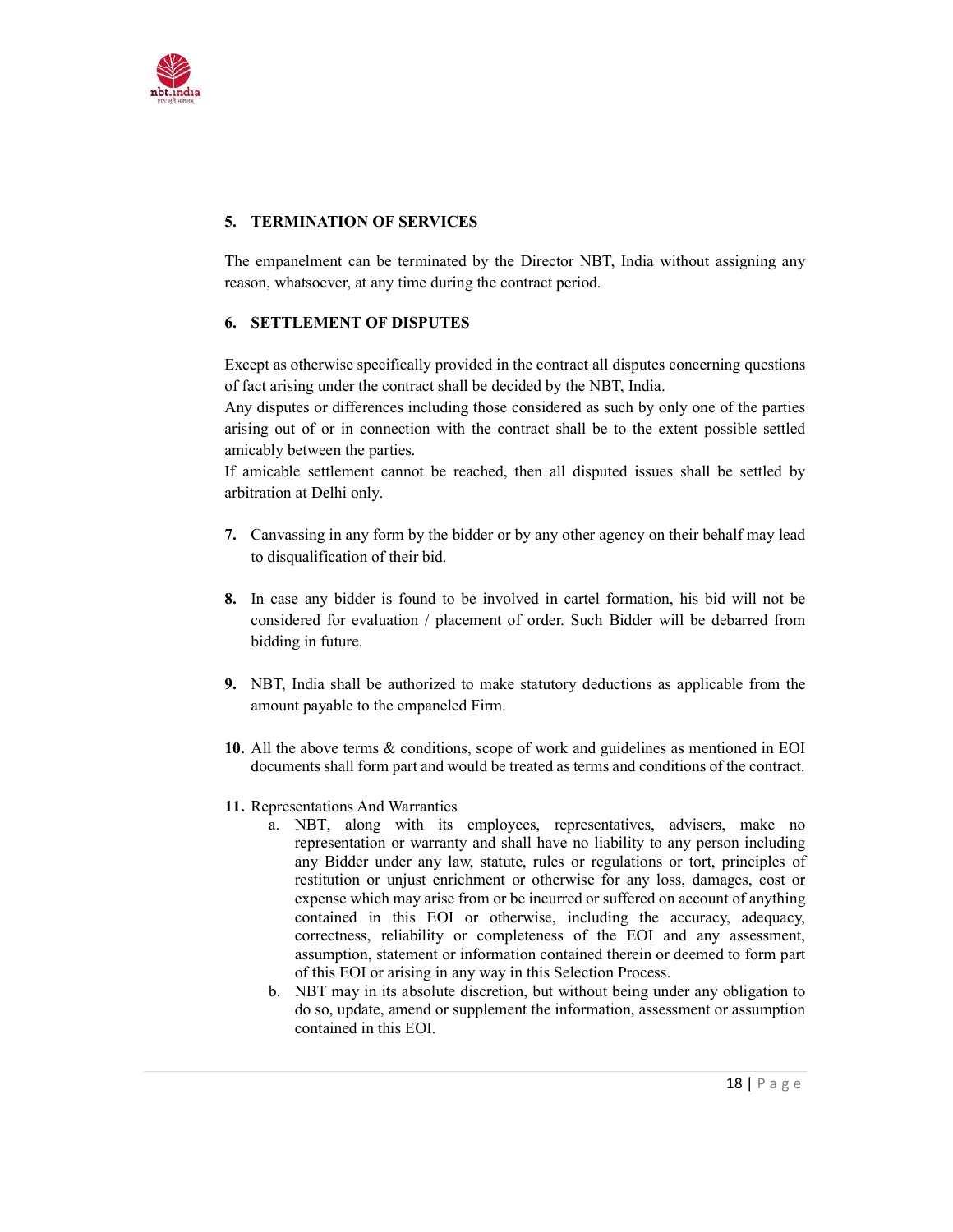### 5. TERMINATION OF SERVICES

The empanelment can be terminated by the Director NBT, India without assigning any reason, whatsoever, at any time during the contract period.

### 6. SETTLEMENT OF DISPUTES

Except as otherwise specifically provided in the contract all disputes concerning questions of fact arising under the contract shall be decided by the NBT, India.
Any disputes or differences including those considered as such by only one of the parties arising out of or in connection with the contract shall be to the extent possible settled amicably between the parties.
If amicable settlement cannot be reached, then all disputed issues shall be settled by arbitration at Delhi only.

**7.** Canvassing in any form by the bidder or by any other agency on their behalf may lead to disqualification of their bid.

**8.** In case any bidder is found to be involved in cartel formation, his bid will not be considered for evaluation / placement of order. Such Bidder will be debarred from bidding in future.

**9.** NBT, India shall be authorized to make statutory deductions as applicable from the amount payable to the empaneled Firm.

**10.** All the above terms & conditions, scope of work and guidelines as mentioned in EOI documents shall form part and would be treated as terms and conditions of the contract.

**11.** Representations And Warranties

a. NBT, along with its employees, representatives, advisers, make no representation or warranty and shall have no liability to any person including any Bidder under any law, statute, rules or regulations or tort, principles of restitution or unjust enrichment or otherwise for any loss, damages, cost or expense which may arise from or be incurred or suffered on account of anything contained in this EOI or otherwise, including the accuracy, adequacy, correctness, reliability or completeness of the EOI and any assessment, assumption, statement or information contained therein or deemed to form part of this EOI or arising in any way in this Selection Process.

b. NBT may in its absolute discretion, but without being under any obligation to do so, update, amend or supplement the information, assessment or assumption contained in this EOI.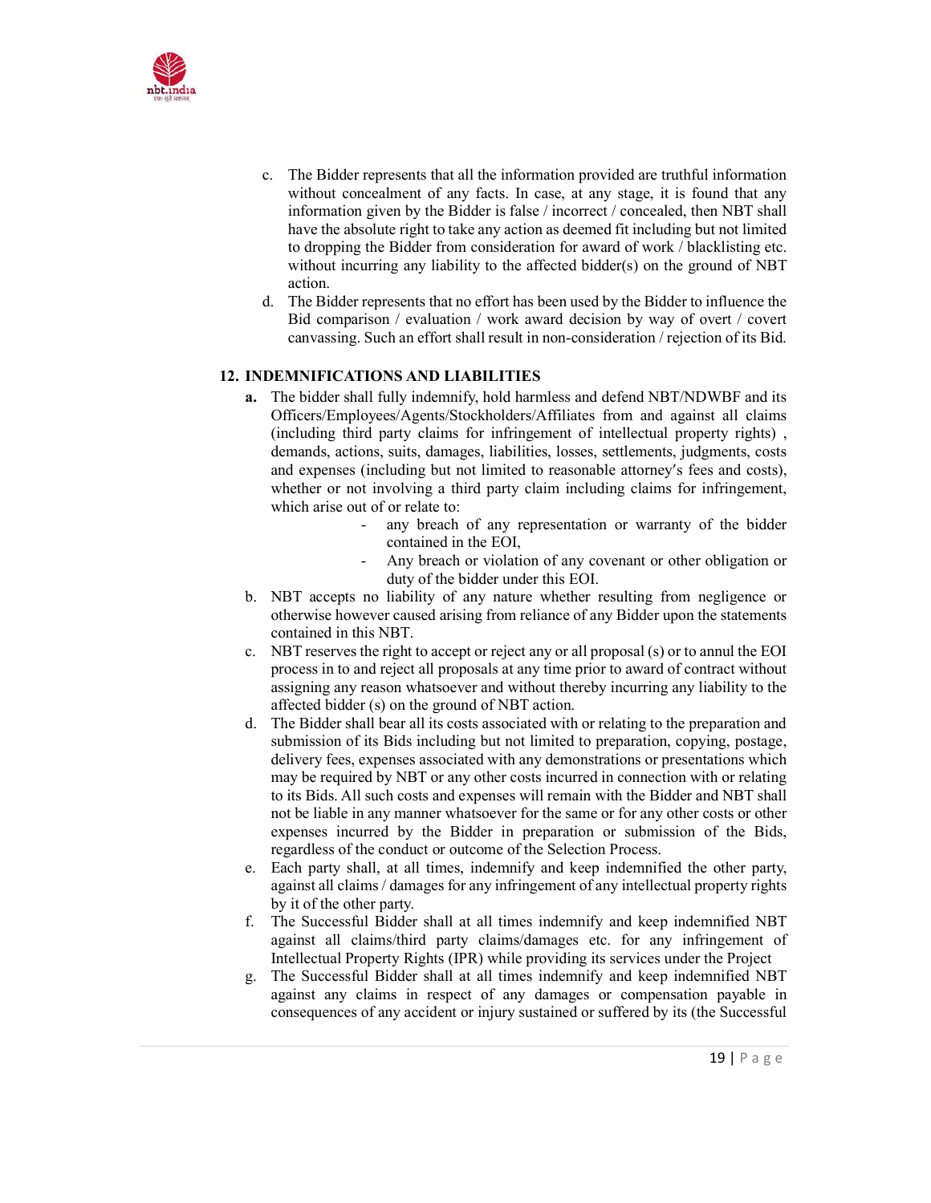c. The Bidder represents that all the information provided are truthful information without concealment of any facts. In case, at any stage, it is found that any information given by the Bidder is false / incorrect / concealed, then NBT shall have the absolute right to take any action as deemed fit including but not limited to dropping the Bidder from consideration for award of work / blacklisting etc. without incurring any liability to the affected bidder(s) on the ground of NBT action.

d. The Bidder represents that no effort has been used by the Bidder to influence the Bid comparison / evaluation / work award decision by way of overt / covert canvassing. Such an effort shall result in non-consideration / rejection of its Bid.

## 12. INDEMNIFICATIONS AND LIABILITIES

**a.** The bidder shall fully indemnify, hold harmless and defend NBT/NDWBF and its Officers/Employees/Agents/Stockholders/Affiliates from and against all claims (including third party claims for infringement of intellectual property rights) , demands, actions, suits, damages, liabilities, losses, settlements, judgments, costs and expenses (including but not limited to reasonable attorney′s fees and costs), whether or not involving a third party claim including claims for infringement, which arise out of or relate to:

- any breach of any representation or warranty of the bidder contained in the EOI,
- Any breach or violation of any covenant or other obligation or duty of the bidder under this EOI.

b. NBT accepts no liability of any nature whether resulting from negligence or otherwise however caused arising from reliance of any Bidder upon the statements contained in this NBT.

c. NBT reserves the right to accept or reject any or all proposal (s) or to annul the EOI process in to and reject all proposals at any time prior to award of contract without assigning any reason whatsoever and without thereby incurring any liability to the affected bidder (s) on the ground of NBT action.

d. The Bidder shall bear all its costs associated with or relating to the preparation and submission of its Bids including but not limited to preparation, copying, postage, delivery fees, expenses associated with any demonstrations or presentations which may be required by NBT or any other costs incurred in connection with or relating to its Bids. All such costs and expenses will remain with the Bidder and NBT shall not be liable in any manner whatsoever for the same or for any other costs or other expenses incurred by the Bidder in preparation or submission of the Bids, regardless of the conduct or outcome of the Selection Process.

e. Each party shall, at all times, indemnify and keep indemnified the other party, against all claims / damages for any infringement of any intellectual property rights by it of the other party.

f. The Successful Bidder shall at all times indemnify and keep indemnified NBT against all claims/third party claims/damages etc. for any infringement of Intellectual Property Rights (IPR) while providing its services under the Project

g. The Successful Bidder shall at all times indemnify and keep indemnified NBT against any claims in respect of any damages or compensation payable in consequences of any accident or injury sustained or suffered by its (the Successful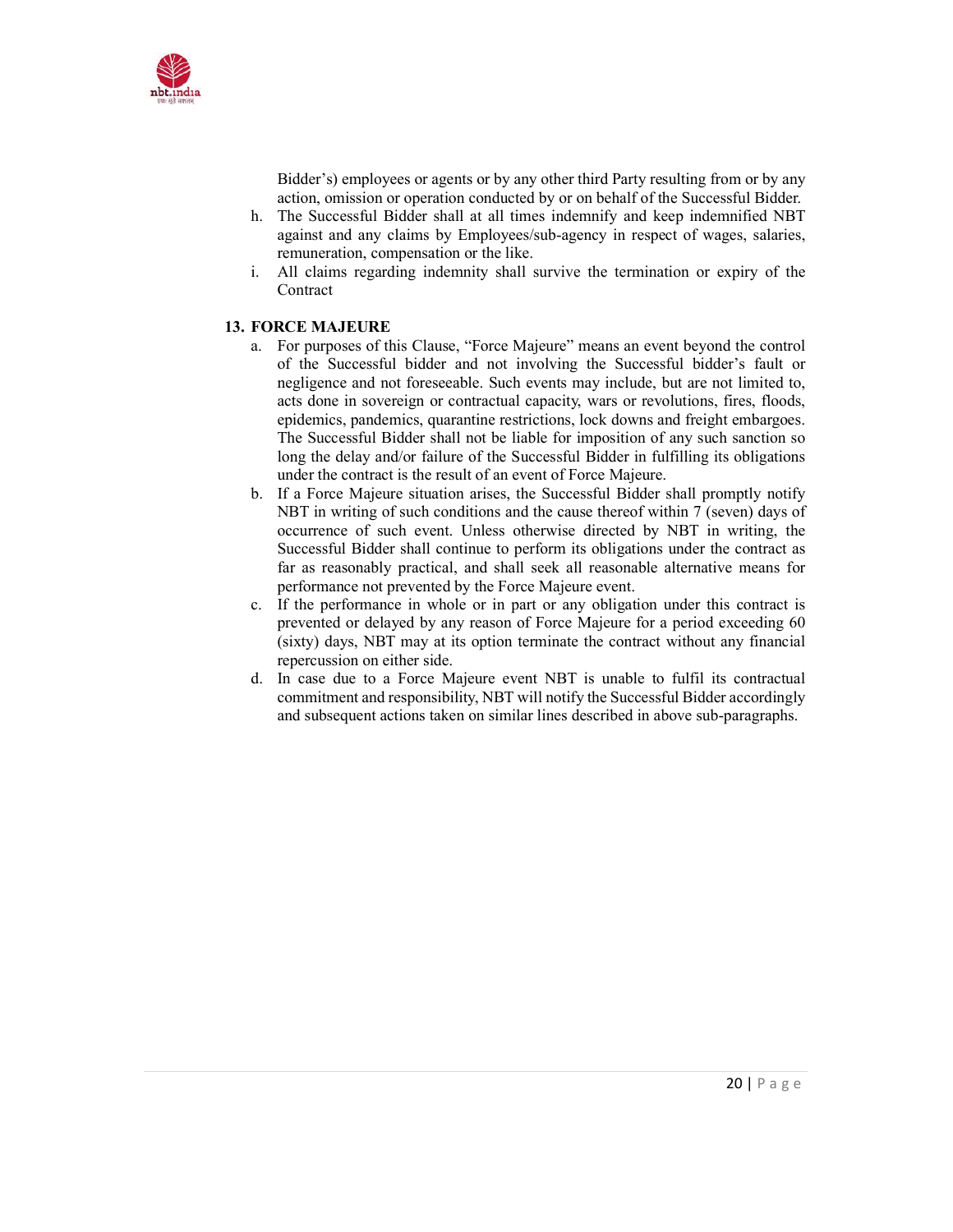Bidder's) employees or agents or by any other third Party resulting from or by any action, omission or operation conducted by or on behalf of the Successful Bidder.

h. The Successful Bidder shall at all times indemnify and keep indemnified NBT against and any claims by Employees/sub-agency in respect of wages, salaries, remuneration, compensation or the like.
i. All claims regarding indemnity shall survive the termination or expiry of the Contract

**13. FORCE MAJEURE**

a. For purposes of this Clause, "Force Majeure" means an event beyond the control of the Successful bidder and not involving the Successful bidder's fault or negligence and not foreseeable. Such events may include, but are not limited to, acts done in sovereign or contractual capacity, wars or revolutions, fires, floods, epidemics, pandemics, quarantine restrictions, lock downs and freight embargoes. The Successful Bidder shall not be liable for imposition of any such sanction so long the delay and/or failure of the Successful Bidder in fulfilling its obligations under the contract is the result of an event of Force Majeure.
b. If a Force Majeure situation arises, the Successful Bidder shall promptly notify NBT in writing of such conditions and the cause thereof within 7 (seven) days of occurrence of such event. Unless otherwise directed by NBT in writing, the Successful Bidder shall continue to perform its obligations under the contract as far as reasonably practical, and shall seek all reasonable alternative means for performance not prevented by the Force Majeure event.
c. If the performance in whole or in part or any obligation under this contract is prevented or delayed by any reason of Force Majeure for a period exceeding 60 (sixty) days, NBT may at its option terminate the contract without any financial repercussion on either side.
d. In case due to a Force Majeure event NBT is unable to fulfil its contractual commitment and responsibility, NBT will notify the Successful Bidder accordingly and subsequent actions taken on similar lines described in above sub-paragraphs.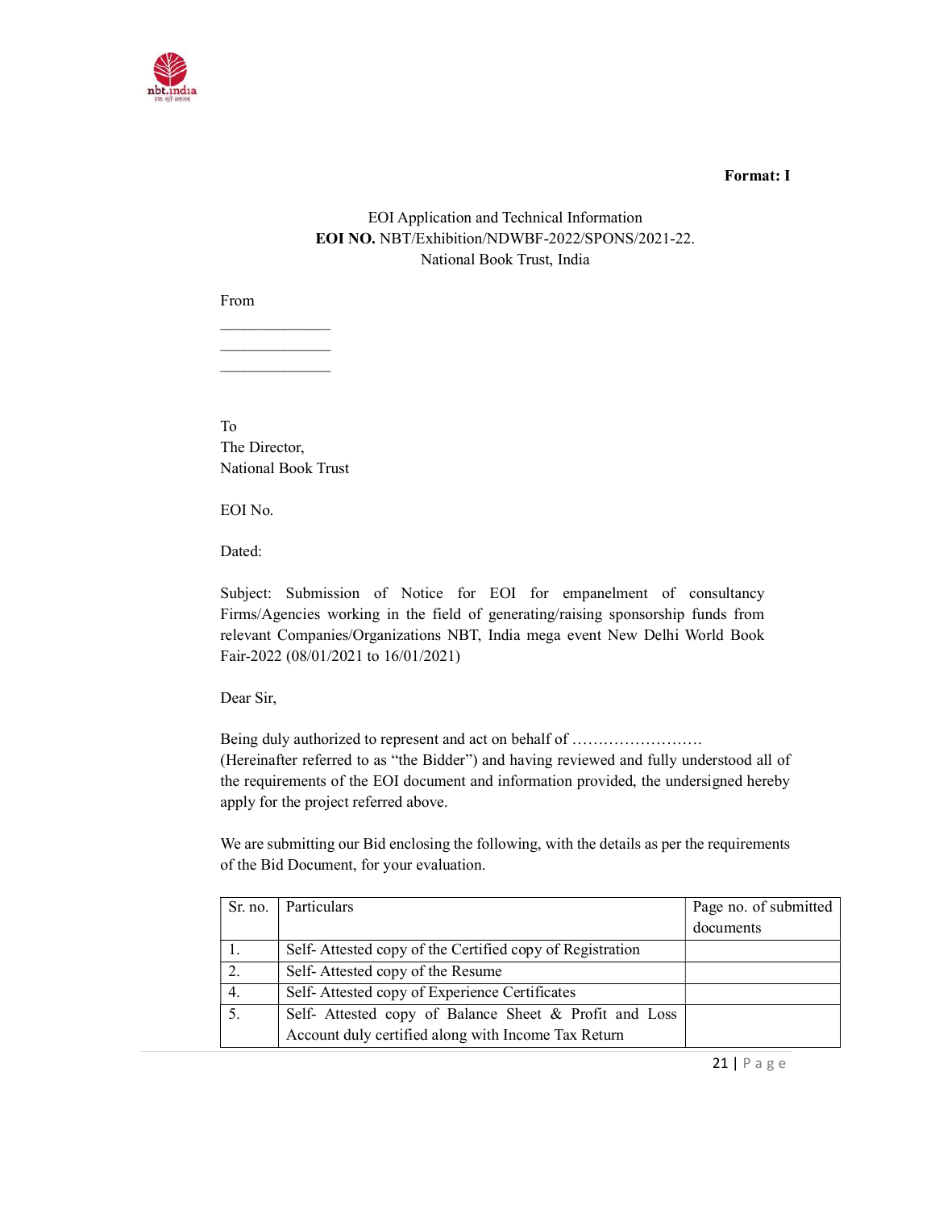**Format: I**

EOI Application and Technical Information
**EOI NO.** NBT/Exhibition/NDWBF-2022/SPONS/2021-22.
National Book Trust, India

From

______________
______________
______________

To
The Director,
National Book Trust

EOI No.

Dated:

Subject: Submission of Notice for EOI for empanelment of consultancy Firms/Agencies working in the field of generating/raising sponsorship funds from relevant Companies/Organizations NBT, India mega event New Delhi World Book Fair-2022 (08/01/2021 to 16/01/2021)

Dear Sir,

Being duly authorized to represent and act on behalf of ……………………. (Hereinafter referred to as "the Bidder") and having reviewed and fully understood all of the requirements of the EOI document and information provided, the undersigned hereby apply for the project referred above.

We are submitting our Bid enclosing the following, with the details as per the requirements of the Bid Document, for your evaluation.

| Sr. no. | Particulars | Page no. of submitted documents |
|---|---|---|
| 1. | Self- Attested copy of the Certified copy of Registration | |
| 2. | Self- Attested copy of the Resume | |
| 4. | Self- Attested copy of Experience Certificates | |
| 5. | Self- Attested copy of Balance Sheet & Profit and Loss Account duly certified along with Income Tax Return | |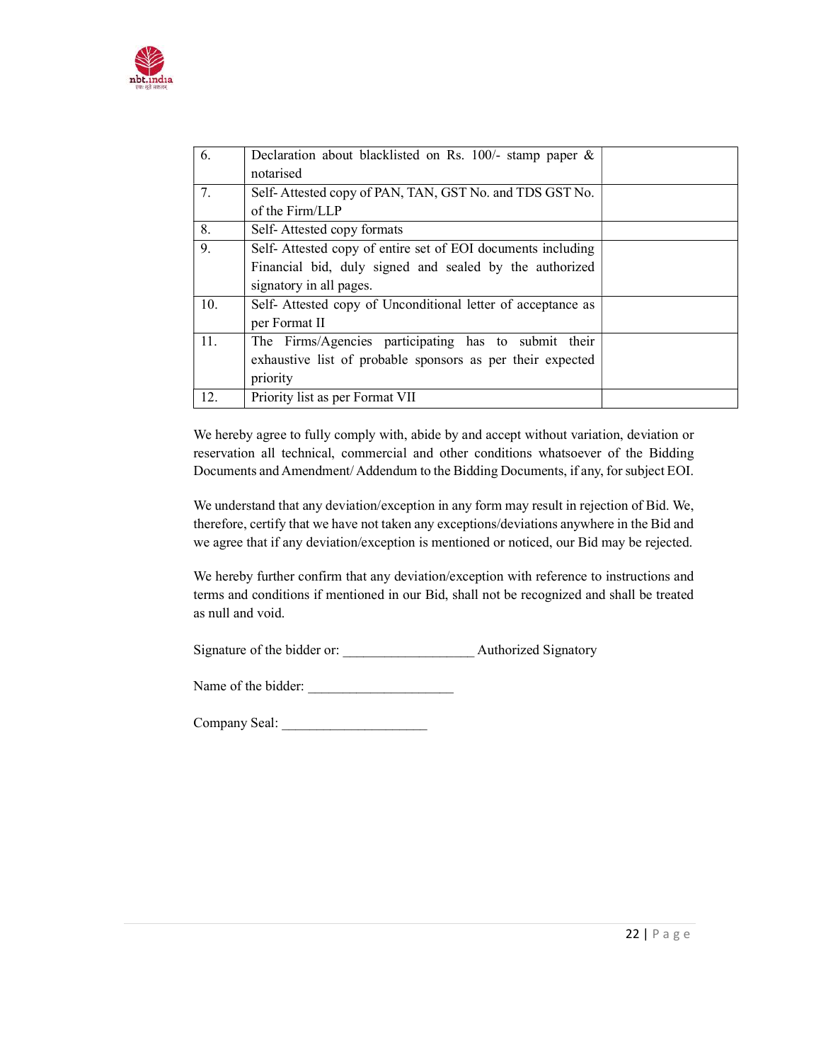| | | |
|---|---|---|
| 6. | Declaration about blacklisted on Rs. 100/- stamp paper & notarised | |
| 7. | Self- Attested copy of PAN, TAN, GST No. and TDS GST No. of the Firm/LLP | |
| 8. | Self- Attested copy formats | |
| 9. | Self- Attested copy of entire set of EOI documents including Financial bid, duly signed and sealed by the authorized signatory in all pages. | |
| 10. | Self- Attested copy of Unconditional letter of acceptance as per Format II | |
| 11. | The Firms/Agencies participating has to submit their exhaustive list of probable sponsors as per their expected priority | |
| 12. | Priority list as per Format VII | |

We hereby agree to fully comply with, abide by and accept without variation, deviation or reservation all technical, commercial and other conditions whatsoever of the Bidding Documents and Amendment/ Addendum to the Bidding Documents, if any, for subject EOI.

We understand that any deviation/exception in any form may result in rejection of Bid. We, therefore, certify that we have not taken any exceptions/deviations anywhere in the Bid and we agree that if any deviation/exception is mentioned or noticed, our Bid may be rejected.

We hereby further confirm that any deviation/exception with reference to instructions and terms and conditions if mentioned in our Bid, shall not be recognized and shall be treated as null and void.

Signature of the bidder or: __________________ Authorized Signatory

Name of the bidder: ____________________

Company Seal: ____________________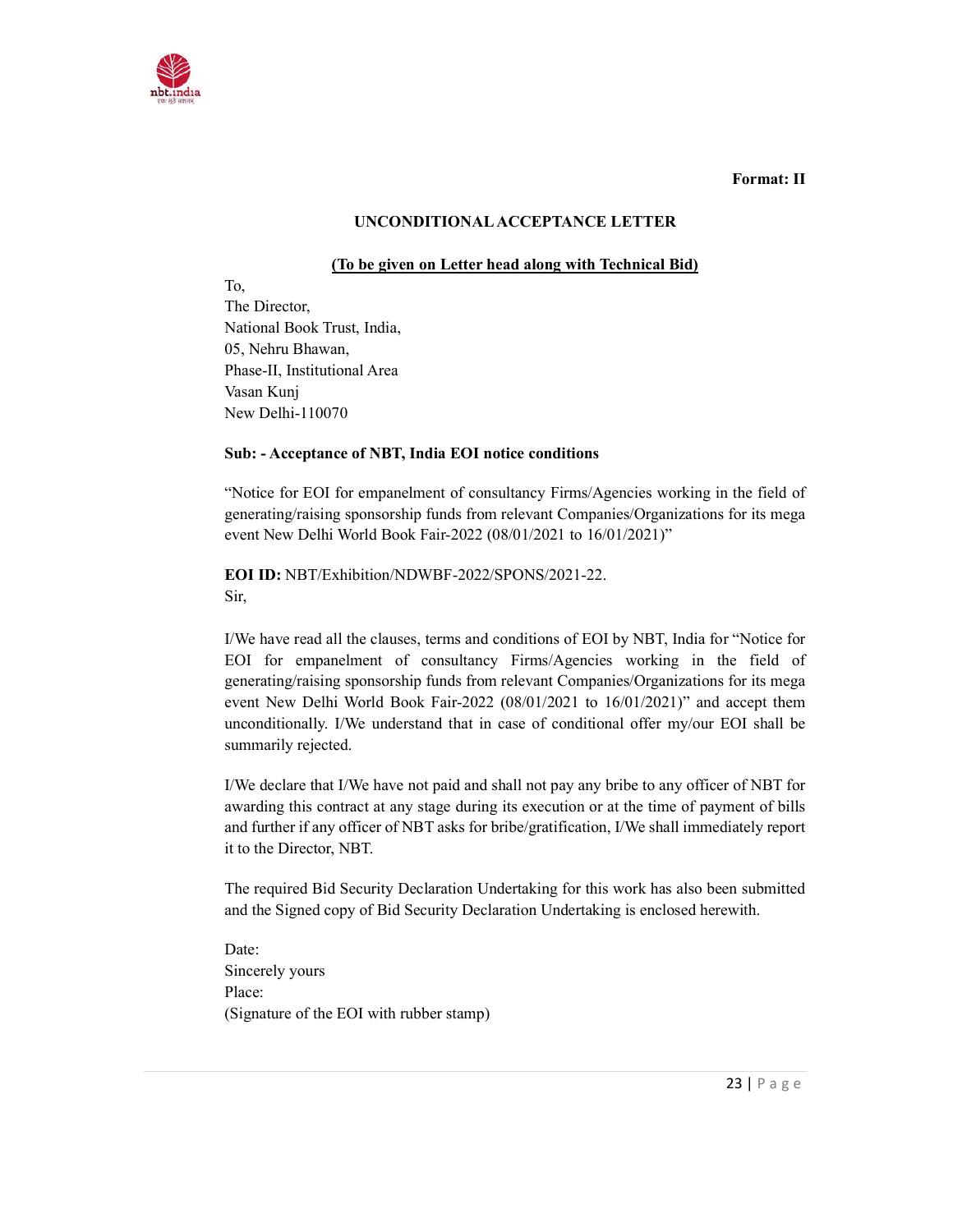**Format: II**

## UNCONDITIONAL ACCEPTANCE LETTER

**(To be given on Letter head along with Technical Bid)**

To,
The Director,
National Book Trust, India,
05, Nehru Bhawan,
Phase-II, Institutional Area
Vasan Kunj
New Delhi-110070

**Sub: - Acceptance of NBT, India EOI notice conditions**

"Notice for EOI for empanelment of consultancy Firms/Agencies working in the field of generating/raising sponsorship funds from relevant Companies/Organizations for its mega event New Delhi World Book Fair-2022 (08/01/2021 to 16/01/2021)"

**EOI ID:** NBT/Exhibition/NDWBF-2022/SPONS/2021-22.
Sir,

I/We have read all the clauses, terms and conditions of EOI by NBT, India for "Notice for EOI for empanelment of consultancy Firms/Agencies working in the field of generating/raising sponsorship funds from relevant Companies/Organizations for its mega event New Delhi World Book Fair-2022 (08/01/2021 to 16/01/2021)" and accept them unconditionally. I/We understand that in case of conditional offer my/our EOI shall be summarily rejected.

I/We declare that I/We have not paid and shall not pay any bribe to any officer of NBT for awarding this contract at any stage during its execution or at the time of payment of bills and further if any officer of NBT asks for bribe/gratification, I/We shall immediately report it to the Director, NBT.

The required Bid Security Declaration Undertaking for this work has also been submitted and the Signed copy of Bid Security Declaration Undertaking is enclosed herewith.

Date:
Sincerely yours
Place:
(Signature of the EOI with rubber stamp)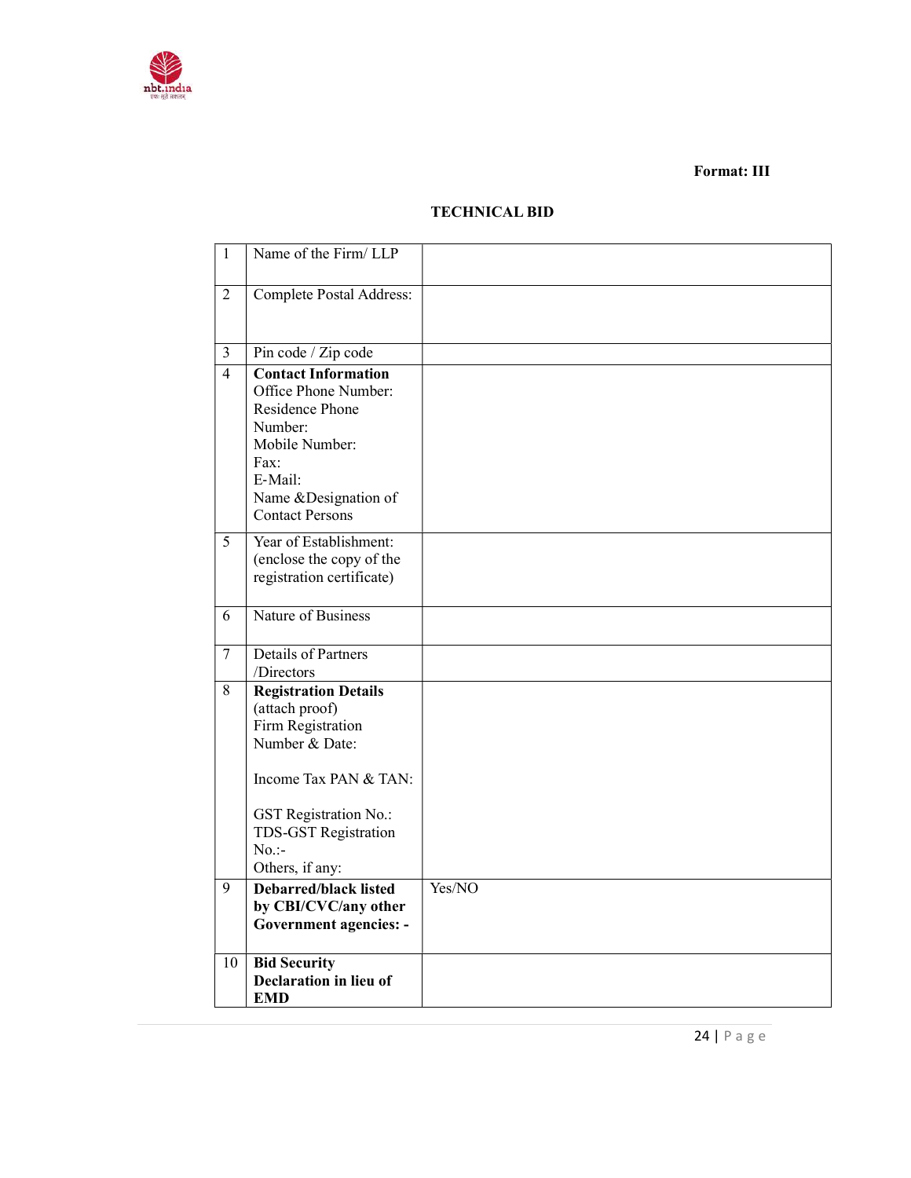**Format: III**

## TECHNICAL BID

| | | |
|---|---|---|
| 1 | Name of the Firm/ LLP | |
| 2 | Complete Postal Address: | |
| 3 | Pin code / Zip code | |
| 4 | **Contact Information**<br>Office Phone Number:<br>Residence Phone Number:<br>Mobile Number:<br>Fax:<br>E-Mail:<br>Name &Designation of Contact Persons | |
| 5 | Year of Establishment: (enclose the copy of the registration certificate) | |
| 6 | Nature of Business | |
| 7 | Details of Partners /Directors | |
| 8 | **Registration Details** (attach proof)<br>Firm Registration Number & Date:<br><br>Income Tax PAN & TAN:<br><br>GST Registration No.:<br>TDS-GST Registration No.:-<br>Others, if any: | |
| 9 | **Debarred/black listed by CBI/CVC/any other Government agencies: -** | Yes/NO |
| 10 | **Bid Security Declaration in lieu of EMD** | |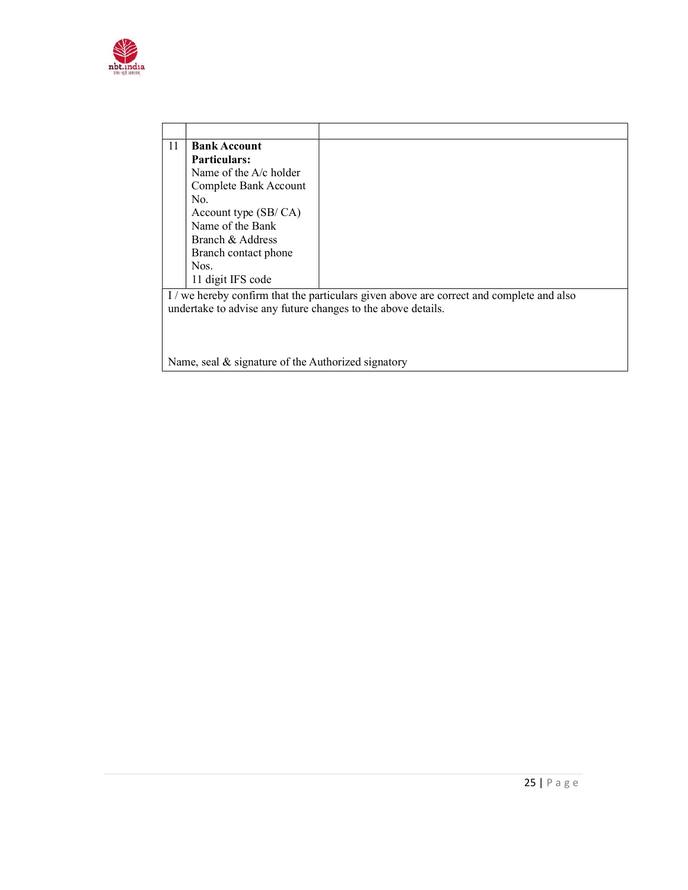| | | |
|---|---|---|
| 11 | **Bank Account Particulars:**<br>Name of the A/c holder<br>Complete Bank Account No.<br>Account type (SB/ CA)<br>Name of the Bank<br>Branch & Address<br>Branch contact phone Nos.<br>11 digit IFS code | |

I / we hereby confirm that the particulars given above are correct and complete and also undertake to advise any future changes to the above details.

Name, seal & signature of the Authorized signatory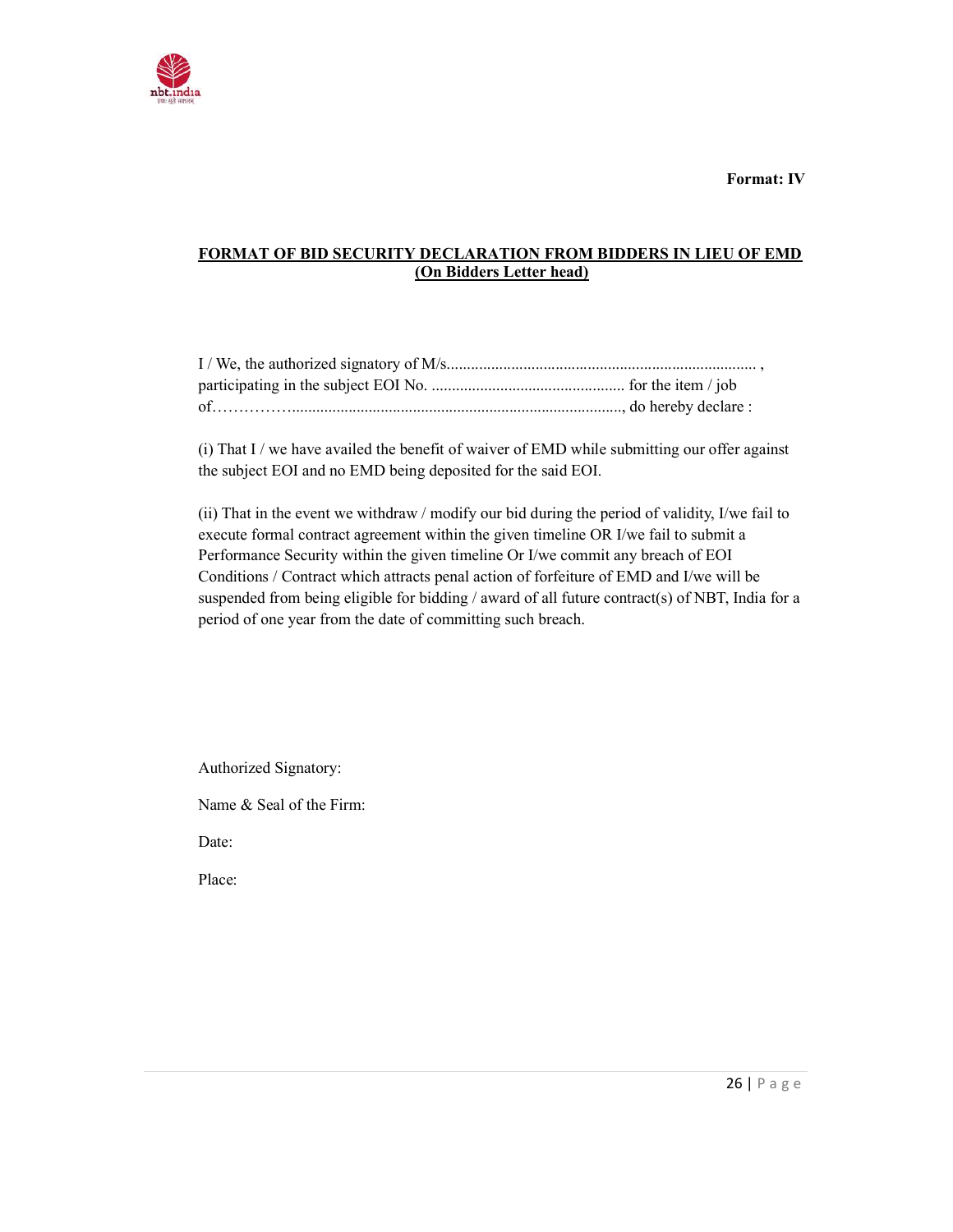**Format: IV**

**FORMAT OF BID SECURITY DECLARATION FROM BIDDERS IN LIEU OF EMD**
**(On Bidders Letter head)**

I / We, the authorized signatory of M/s............................................................................ , participating in the subject EOI No. ................................................ for the item / job of……………..................................................................................., do hereby declare :

(i) That I / we have availed the benefit of waiver of EMD while submitting our offer against the subject EOI and no EMD being deposited for the said EOI.

(ii) That in the event we withdraw / modify our bid during the period of validity, I/we fail to execute formal contract agreement within the given timeline OR I/we fail to submit a Performance Security within the given timeline Or I/we commit any breach of EOI Conditions / Contract which attracts penal action of forfeiture of EMD and I/we will be suspended from being eligible for bidding / award of all future contract(s) of NBT, India for a period of one year from the date of committing such breach.

Authorized Signatory:

Name & Seal of the Firm:

Date:

Place: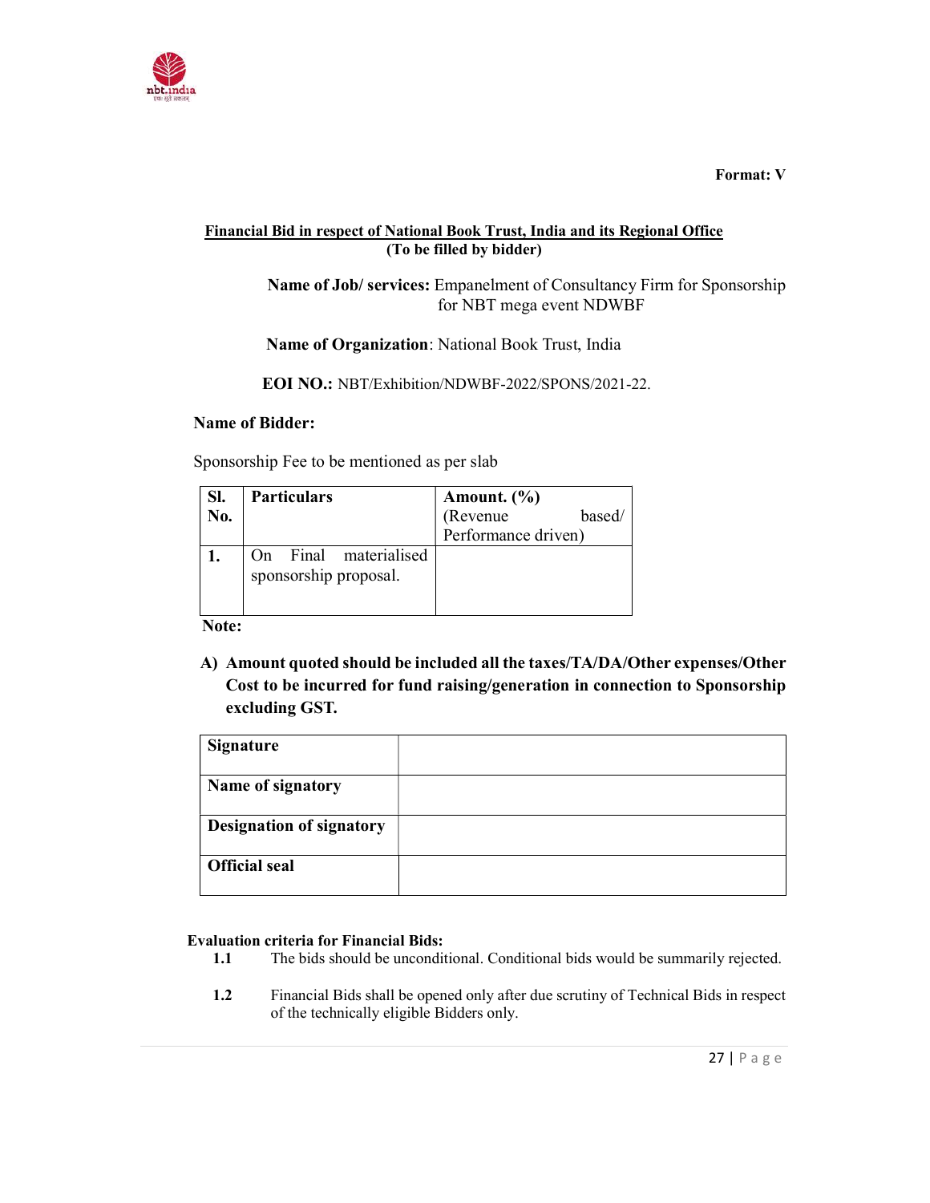**Format: V**

**Financial Bid in respect of National Book Trust, India and its Regional Office**
**(To be filled by bidder)**

**Name of Job/ services:** Empanelment of Consultancy Firm for Sponsorship for NBT mega event NDWBF

**Name of Organization**: National Book Trust, India

**EOI NO.:** NBT/Exhibition/NDWBF-2022/SPONS/2021-22.

**Name of Bidder:**

Sponsorship Fee to be mentioned as per slab

| Sl. No. | Particulars | Amount. (%) (Revenue based/ Performance driven) |
|---|---|---|
| **1.** | On Final materialised sponsorship proposal. | |

**Note:**

A) **Amount quoted should be included all the taxes/TA/DA/Other expenses/Other Cost to be incurred for fund raising/generation in connection to Sponsorship excluding GST.**

| | |
|---|---|
| **Signature** | |
| **Name of signatory** | |
| **Designation of signatory** | |
| **Official seal** | |

**Evaluation criteria for Financial Bids:**

**1.1** The bids should be unconditional. Conditional bids would be summarily rejected.

**1.2** Financial Bids shall be opened only after due scrutiny of Technical Bids in respect of the technically eligible Bidders only.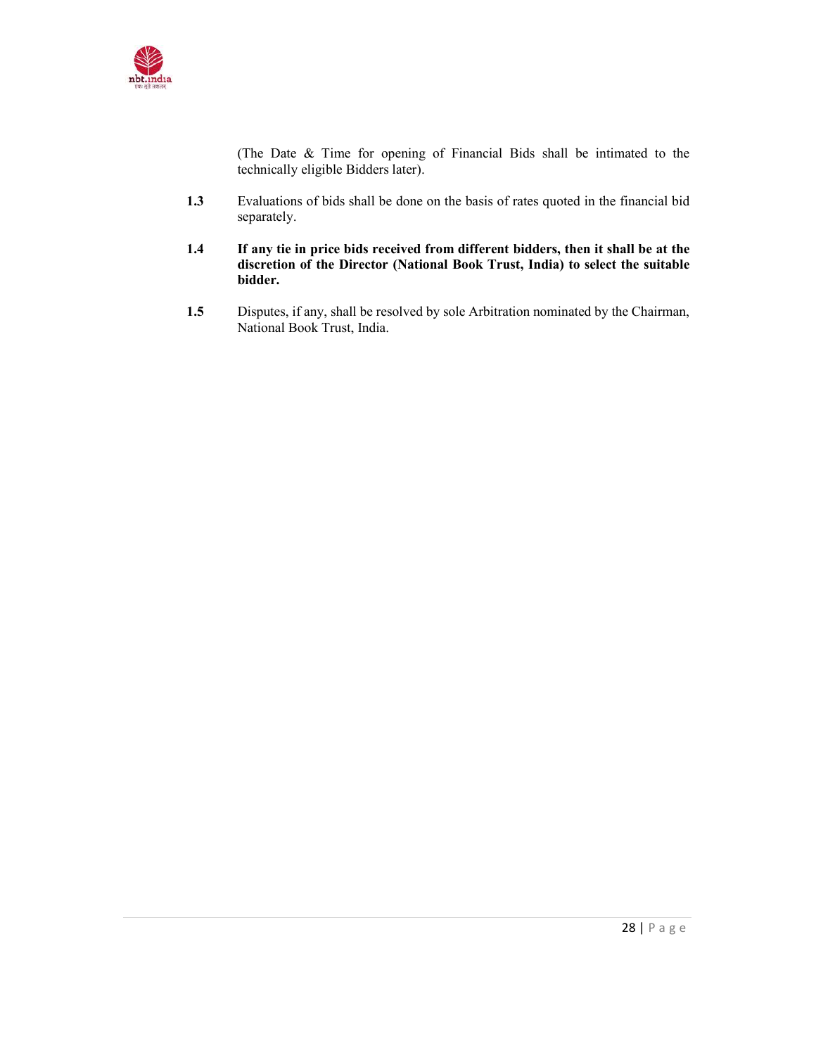(The Date & Time for opening of Financial Bids shall be intimated to the technically eligible Bidders later).

**1.3** Evaluations of bids shall be done on the basis of rates quoted in the financial bid separately.

**1.4** **If any tie in price bids received from different bidders, then it shall be at the discretion of the Director (National Book Trust, India) to select the suitable bidder.**

**1.5** Disputes, if any, shall be resolved by sole Arbitration nominated by the Chairman, National Book Trust, India.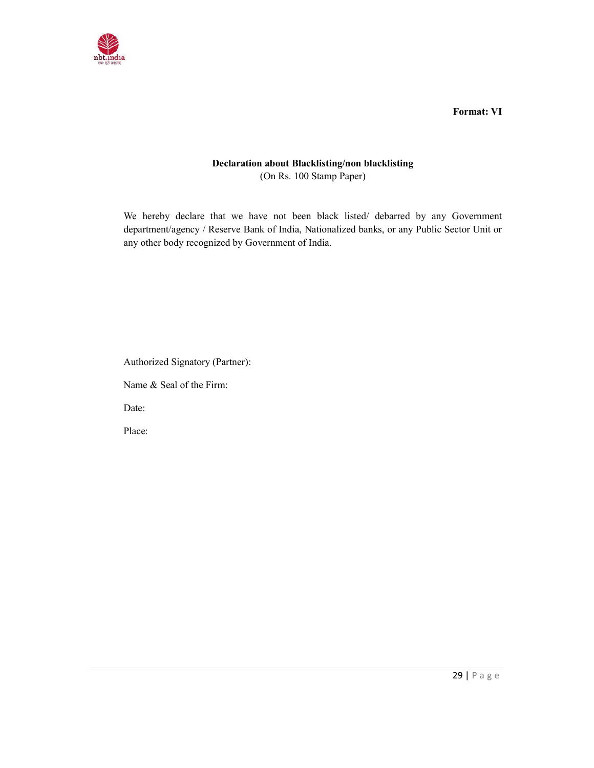**Format: VI**

**Declaration about Blacklisting/non blacklisting**
(On Rs. 100 Stamp Paper)

We hereby declare that we have not been black listed/ debarred by any Government department/agency / Reserve Bank of India, Nationalized banks, or any Public Sector Unit or any other body recognized by Government of India.

Authorized Signatory (Partner):

Name & Seal of the Firm:

Date:

Place: